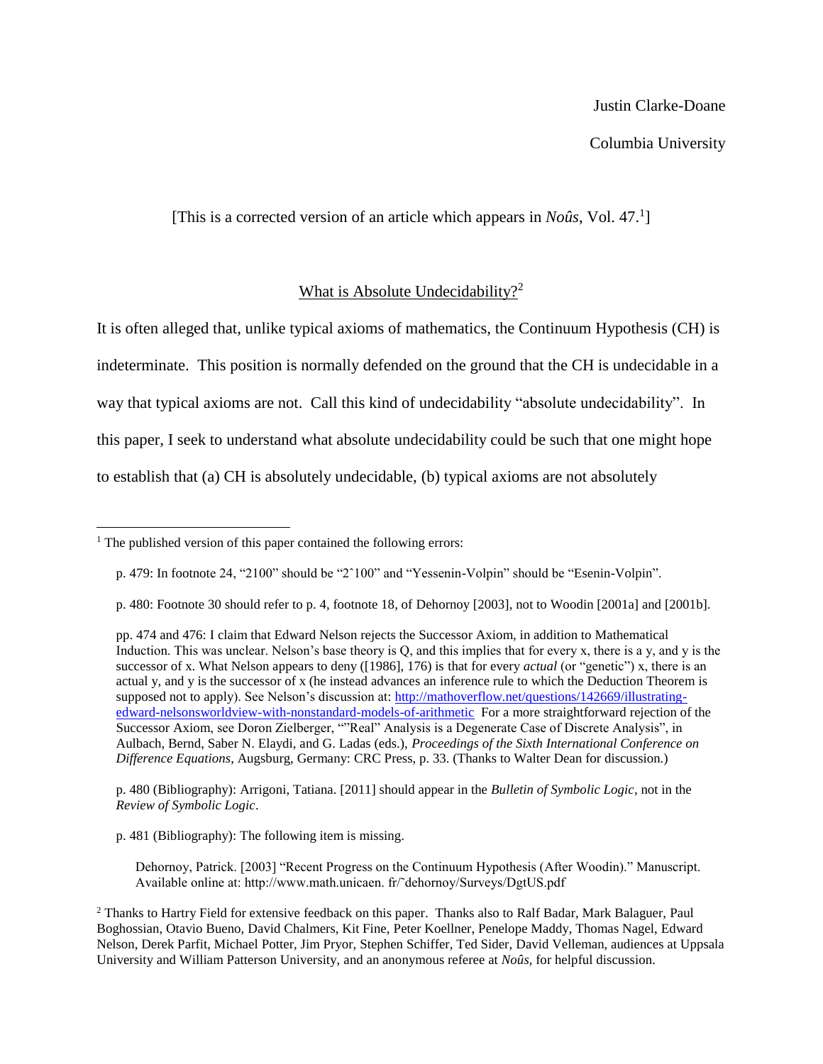Justin Clarke-Doane

Columbia University

[This is a corrected version of an article which appears in *Noûs*, Vol. 47.[1]]

# What is Absolute Undecidability?[2]

It is often alleged that, unlike typical axioms of mathematics, the Continuum Hypothesis (CH) is indeterminate. This position is normally defended on the ground that the CH is undecidable in a way that typical axioms are not. Call this kind of undecidability "absolute undecidability". In this paper, I seek to understand what absolute undecidability could be such that one might hope to establish that (a) CH is absolutely undecidable, (b) typical axioms are not absolutely

---

[1] The published version of this paper contained the following errors:

p. 479: In footnote 24, "2100" should be "2ˆ100" and "Yessenin-Volpin" should be "Esenin-Volpin".

p. 480: Footnote 30 should refer to p. 4, footnote 18, of Dehornoy [2003], not to Woodin [2001a] and [2001b].

pp. 474 and 476: I claim that Edward Nelson rejects the Successor Axiom, in addition to Mathematical Induction. This was unclear. Nelson's base theory is Q, and this implies that for every x, there is a y, and y is the successor of x. What Nelson appears to deny ([1986], 176) is that for every *actual* (or "genetic") x, there is an actual y, and y is the successor of x (he instead advances an inference rule to which the Deduction Theorem is supposed not to apply). See Nelson's discussion at: http://mathoverflow.net/questions/142669/illustrating-edward-nelsonsworldview-with-nonstandard-models-of-arithmetic For a more straightforward rejection of the Successor Axiom, see Doron Zielberger, ""Real" Analysis is a Degenerate Case of Discrete Analysis", in Aulbach, Bernd, Saber N. Elaydi, and G. Ladas (eds.), *Proceedings of the Sixth International Conference on Difference Equations*, Augsburg, Germany: CRC Press, p. 33. (Thanks to Walter Dean for discussion.)

p. 480 (Bibliography): Arrigoni, Tatiana. [2011] should appear in the *Bulletin of Symbolic Logic*, not in the *Review of Symbolic Logic*.

p. 481 (Bibliography): The following item is missing.

Dehornoy, Patrick. [2003] "Recent Progress on the Continuum Hypothesis (After Woodin)." Manuscript. Available online at: http://www.math.unicaen. fr/˜dehornoy/Surveys/DgtUS.pdf

[2] Thanks to Hartry Field for extensive feedback on this paper. Thanks also to Ralf Badar, Mark Balaguer, Paul Boghossian, Otavio Bueno, David Chalmers, Kit Fine, Peter Koellner, Penelope Maddy, Thomas Nagel, Edward Nelson, Derek Parfit, Michael Potter, Jim Pryor, Stephen Schiffer, Ted Sider, David Velleman, audiences at Uppsala University and William Patterson University, and an anonymous referee at *Noûs*, for helpful discussion.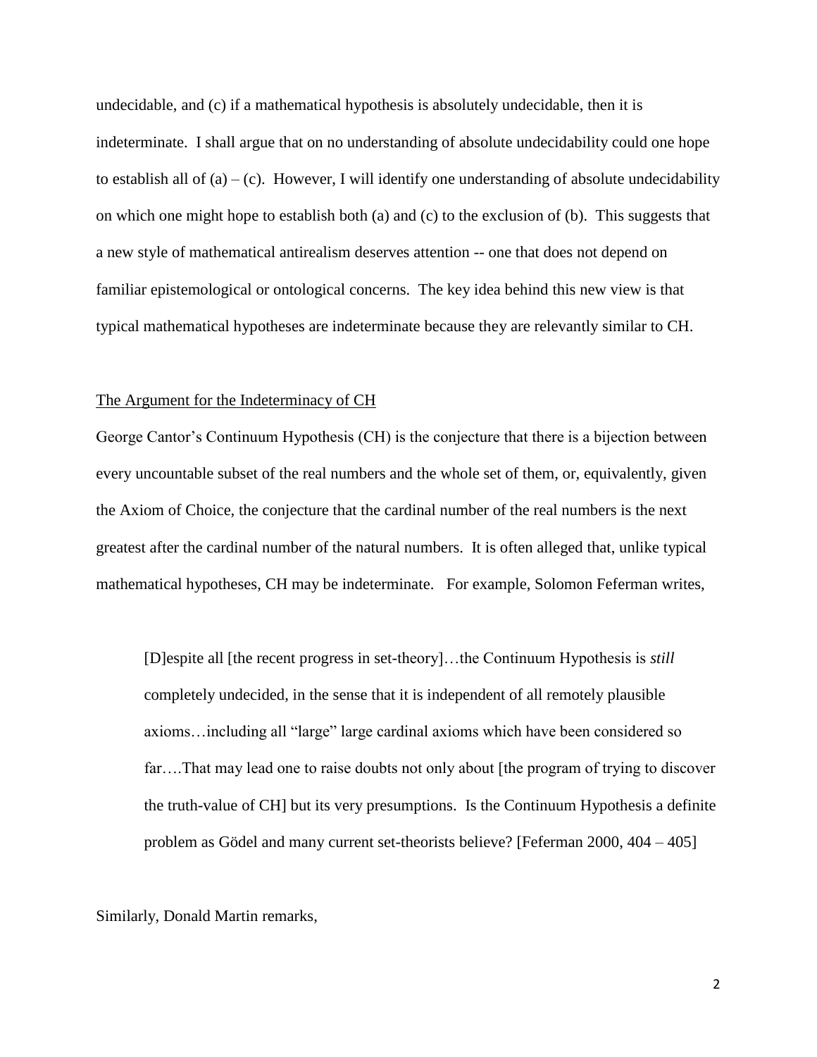undecidable, and (c) if a mathematical hypothesis is absolutely undecidable, then it is indeterminate. I shall argue that on no understanding of absolute undecidability could one hope to establish all of (a) – (c). However, I will identify one understanding of absolute undecidability on which one might hope to establish both (a) and (c) to the exclusion of (b). This suggests that a new style of mathematical antirealism deserves attention -- one that does not depend on familiar epistemological or ontological concerns. The key idea behind this new view is that typical mathematical hypotheses are indeterminate because they are relevantly similar to CH.

## The Argument for the Indeterminacy of CH

George Cantor's Continuum Hypothesis (CH) is the conjecture that there is a bijection between every uncountable subset of the real numbers and the whole set of them, or, equivalently, given the Axiom of Choice, the conjecture that the cardinal number of the real numbers is the next greatest after the cardinal number of the natural numbers. It is often alleged that, unlike typical mathematical hypotheses, CH may be indeterminate. For example, Solomon Feferman writes,

> [D]espite all [the recent progress in set-theory]…the Continuum Hypothesis is *still* completely undecided, in the sense that it is independent of all remotely plausible axioms…including all "large" large cardinal axioms which have been considered so far….That may lead one to raise doubts not only about [the program of trying to discover the truth-value of CH] but its very presumptions. Is the Continuum Hypothesis a definite problem as Gödel and many current set-theorists believe? [Feferman 2000, 404 – 405]

Similarly, Donald Martin remarks,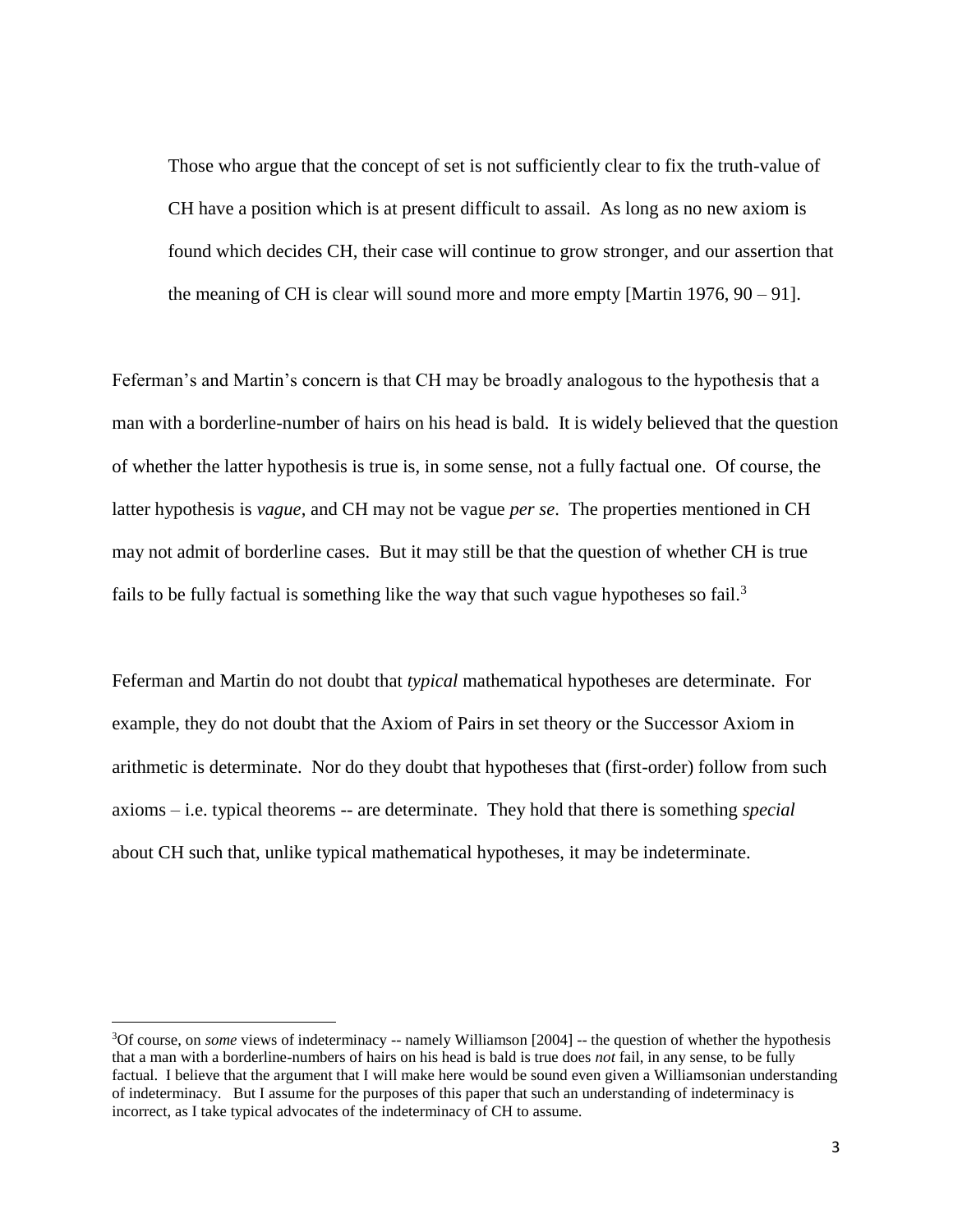> Those who argue that the concept of set is not sufficiently clear to fix the truth-value of CH have a position which is at present difficult to assail. As long as no new axiom is found which decides CH, their case will continue to grow stronger, and our assertion that the meaning of CH is clear will sound more and more empty [Martin 1976, 90 – 91].

Feferman's and Martin's concern is that CH may be broadly analogous to the hypothesis that a man with a borderline-number of hairs on his head is bald. It is widely believed that the question of whether the latter hypothesis is true is, in some sense, not a fully factual one. Of course, the latter hypothesis is *vague*, and CH may not be vague *per se*. The properties mentioned in CH may not admit of borderline cases. But it may still be that the question of whether CH is true fails to be fully factual is something like the way that such vague hypotheses so fail.[3]

Feferman and Martin do not doubt that *typical* mathematical hypotheses are determinate. For example, they do not doubt that the Axiom of Pairs in set theory or the Successor Axiom in arithmetic is determinate. Nor do they doubt that hypotheses that (first-order) follow from such axioms – i.e. typical theorems -- are determinate. They hold that there is something *special* about CH such that, unlike typical mathematical hypotheses, it may be indeterminate.

---

[3]Of course, on *some* views of indeterminacy -- namely Williamson [2004] -- the question of whether the hypothesis that a man with a borderline-numbers of hairs on his head is bald is true does *not* fail, in any sense, to be fully factual. I believe that the argument that I will make here would be sound even given a Williamsonian understanding of indeterminacy. But I assume for the purposes of this paper that such an understanding of indeterminacy is incorrect, as I take typical advocates of the indeterminacy of CH to assume.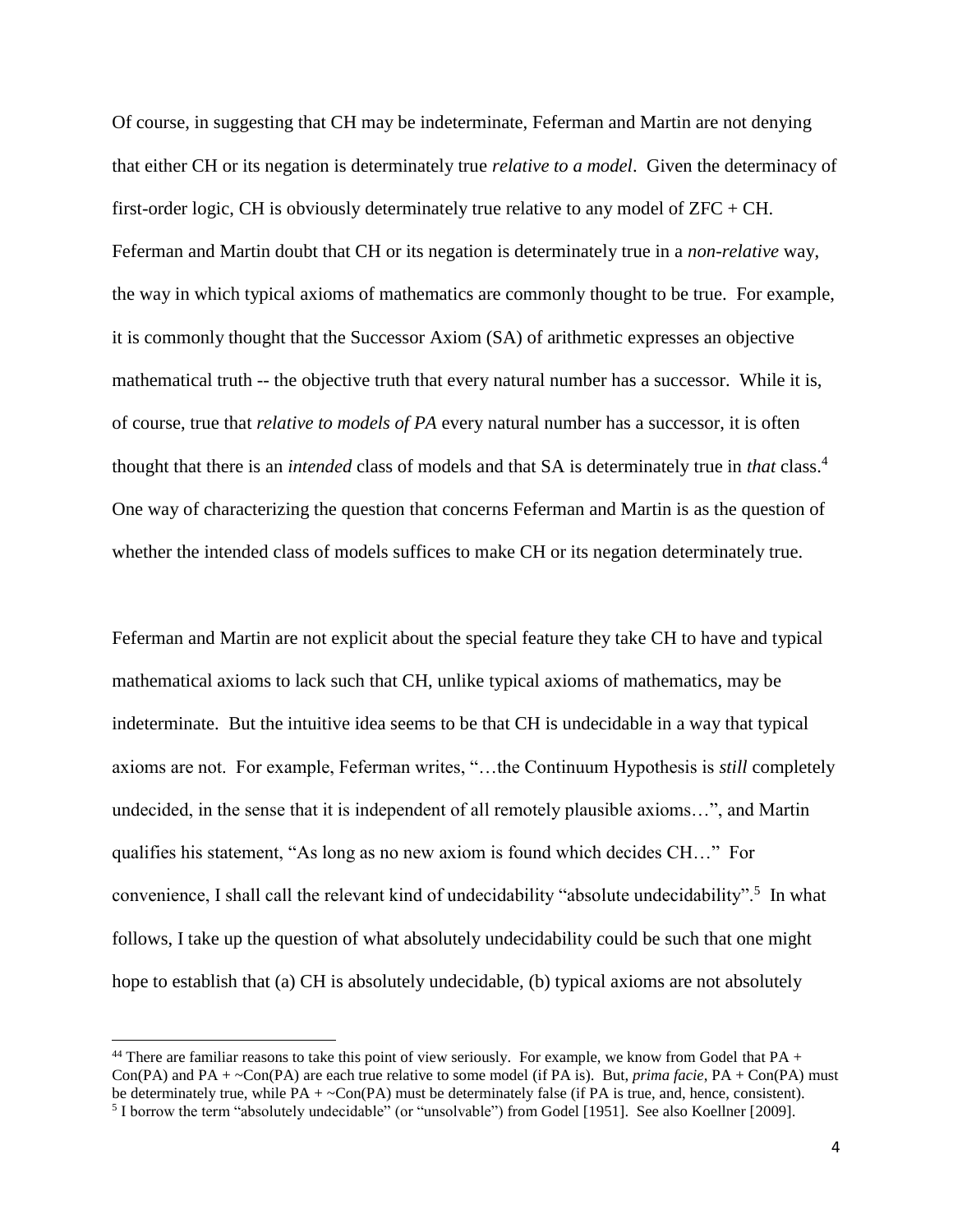Of course, in suggesting that CH may be indeterminate, Feferman and Martin are not denying that either CH or its negation is determinately true *relative to a model*. Given the determinacy of first-order logic, CH is obviously determinately true relative to any model of ZFC + CH. Feferman and Martin doubt that CH or its negation is determinately true in a *non-relative* way, the way in which typical axioms of mathematics are commonly thought to be true. For example, it is commonly thought that the Successor Axiom (SA) of arithmetic expresses an objective mathematical truth -- the objective truth that every natural number has a successor. While it is, of course, true that *relative to models of PA* every natural number has a successor, it is often thought that there is an *intended* class of models and that SA is determinately true in *that* class.[4] One way of characterizing the question that concerns Feferman and Martin is as the question of whether the intended class of models suffices to make CH or its negation determinately true.

Feferman and Martin are not explicit about the special feature they take CH to have and typical mathematical axioms to lack such that CH, unlike typical axioms of mathematics, may be indeterminate. But the intuitive idea seems to be that CH is undecidable in a way that typical axioms are not. For example, Feferman writes, "…the Continuum Hypothesis is *still* completely undecided, in the sense that it is independent of all remotely plausible axioms…", and Martin qualifies his statement, "As long as no new axiom is found which decides CH…" For convenience, I shall call the relevant kind of undecidability "absolute undecidability".[5] In what follows, I take up the question of what absolutely undecidability could be such that one might hope to establish that (a) CH is absolutely undecidable, (b) typical axioms are not absolutely

---

[44] There are familiar reasons to take this point of view seriously. For example, we know from Godel that PA + Con(PA) and PA + ~Con(PA) are each true relative to some model (if PA is). But, *prima facie*, PA + Con(PA) must be determinately true, while PA + ~Con(PA) must be determinately false (if PA is true, and, hence, consistent).

[5] I borrow the term "absolutely undecidable" (or "unsolvable") from Godel [1951]. See also Koellner [2009].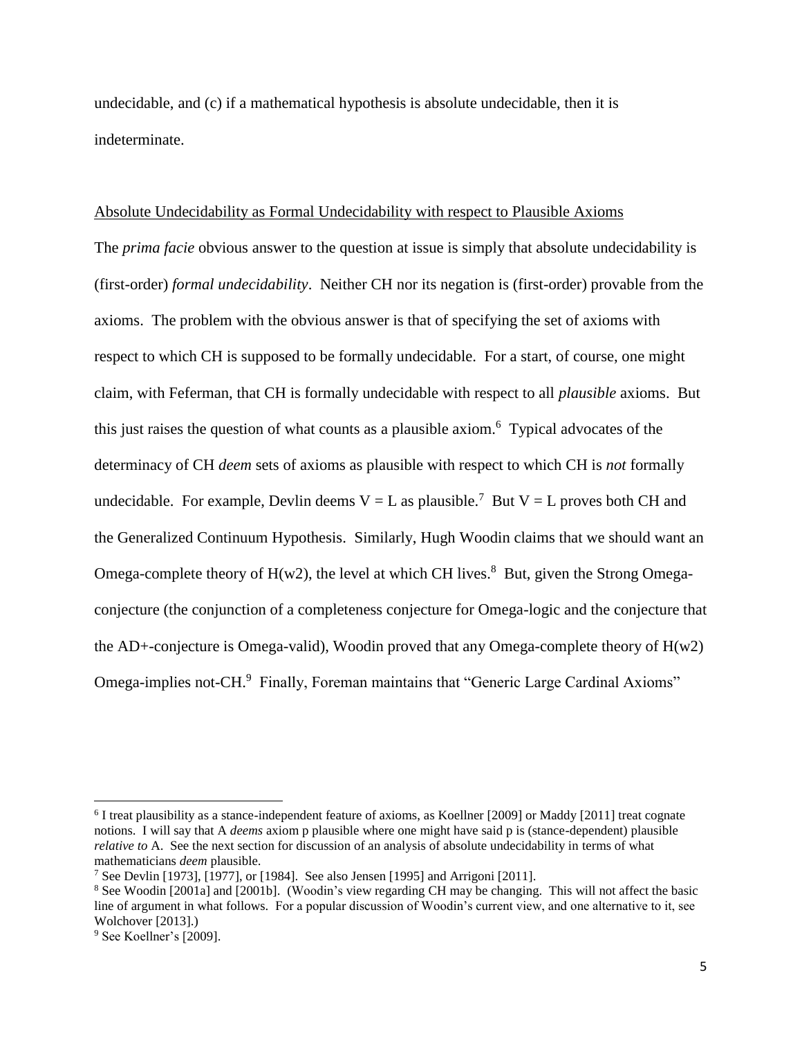undecidable, and (c) if a mathematical hypothesis is absolute undecidable, then it is indeterminate.

## Absolute Undecidability as Formal Undecidability with respect to Plausible Axioms

The *prima facie* obvious answer to the question at issue is simply that absolute undecidability is (first-order) *formal undecidability*. Neither CH nor its negation is (first-order) provable from the axioms. The problem with the obvious answer is that of specifying the set of axioms with respect to which CH is supposed to be formally undecidable. For a start, of course, one might claim, with Feferman, that CH is formally undecidable with respect to all *plausible* axioms. But this just raises the question of what counts as a plausible axiom.[6] Typical advocates of the determinacy of CH *deem* sets of axioms as plausible with respect to which CH is *not* formally undecidable. For example, Devlin deems V = L as plausible.[7] But V = L proves both CH and the Generalized Continuum Hypothesis. Similarly, Hugh Woodin claims that we should want an Omega-complete theory of H(w2), the level at which CH lives.[8] But, given the Strong Omega-conjecture (the conjunction of a completeness conjecture for Omega-logic and the conjecture that the AD+-conjecture is Omega-valid), Woodin proved that any Omega-complete theory of H(w2) Omega-implies not-CH.[9] Finally, Foreman maintains that "Generic Large Cardinal Axioms"

---

[6] I treat plausibility as a stance-independent feature of axioms, as Koellner [2009] or Maddy [2011] treat cognate notions. I will say that A *deems* axiom p plausible where one might have said p is (stance-dependent) plausible *relative to* A. See the next section for discussion of an analysis of absolute undecidability in terms of what mathematicians *deem* plausible.

[7] See Devlin [1973], [1977], or [1984]. See also Jensen [1995] and Arrigoni [2011].

[8] See Woodin [2001a] and [2001b]. (Woodin's view regarding CH may be changing. This will not affect the basic line of argument in what follows. For a popular discussion of Woodin's current view, and one alternative to it, see Wolchover [2013].)

[9] See Koellner's [2009].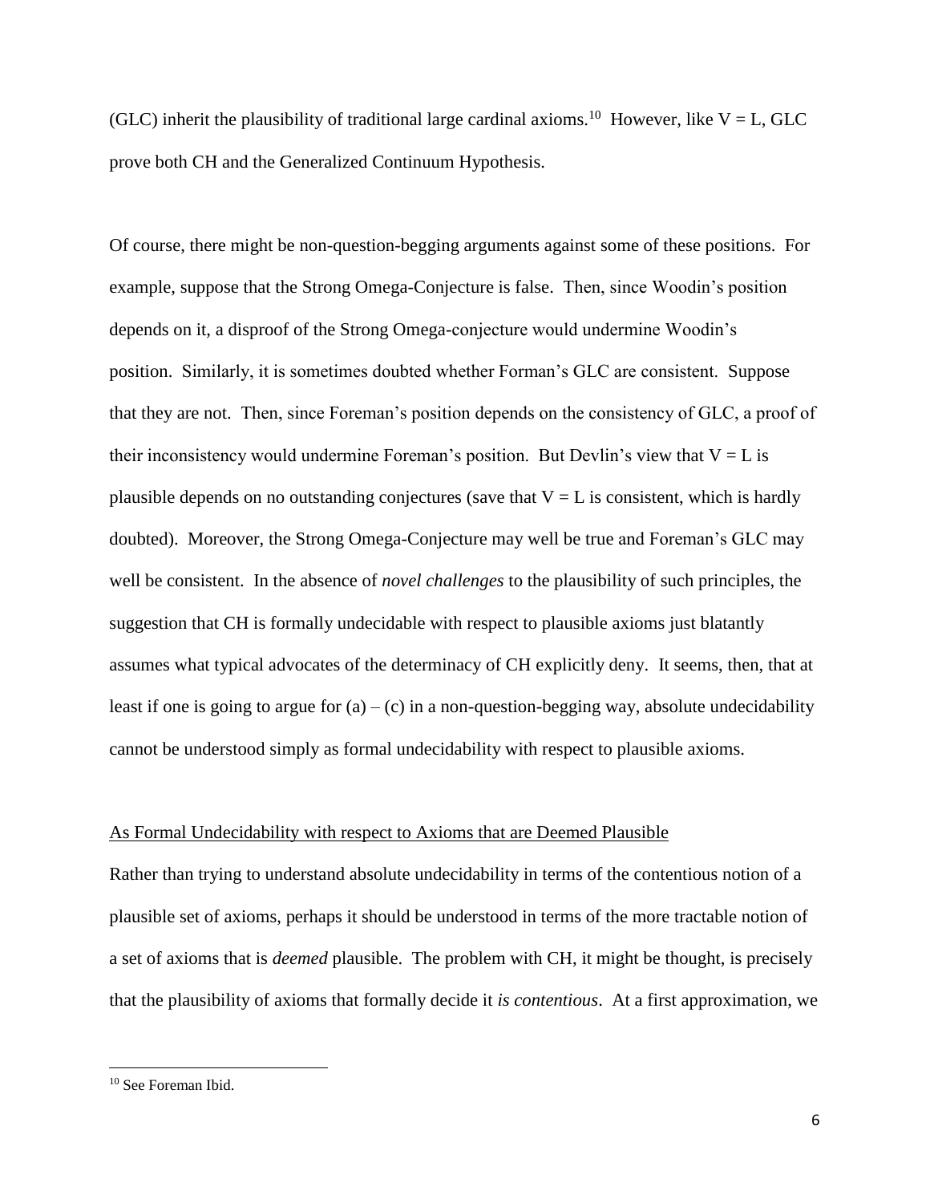(GLC) inherit the plausibility of traditional large cardinal axioms.[10] However, like V = L, GLC prove both CH and the Generalized Continuum Hypothesis.

Of course, there might be non-question-begging arguments against some of these positions. For example, suppose that the Strong Omega-Conjecture is false. Then, since Woodin's position depends on it, a disproof of the Strong Omega-conjecture would undermine Woodin's position. Similarly, it is sometimes doubted whether Forman's GLC are consistent. Suppose that they are not. Then, since Foreman's position depends on the consistency of GLC, a proof of their inconsistency would undermine Foreman's position. But Devlin's view that V = L is plausible depends on no outstanding conjectures (save that V = L is consistent, which is hardly doubted). Moreover, the Strong Omega-Conjecture may well be true and Foreman's GLC may well be consistent. In the absence of *novel challenges* to the plausibility of such principles, the suggestion that CH is formally undecidable with respect to plausible axioms just blatantly assumes what typical advocates of the determinacy of CH explicitly deny. It seems, then, that at least if one is going to argue for (a) – (c) in a non-question-begging way, absolute undecidability cannot be understood simply as formal undecidability with respect to plausible axioms.

<u>As Formal Undecidability with respect to Axioms that are Deemed Plausible</u>

Rather than trying to understand absolute undecidability in terms of the contentious notion of a plausible set of axioms, perhaps it should be understood in terms of the more tractable notion of a set of axioms that is *deemed* plausible. The problem with CH, it might be thought, is precisely that the plausibility of axioms that formally decide it *is contentious*. At a first approximation, we

[10] See Foreman Ibid.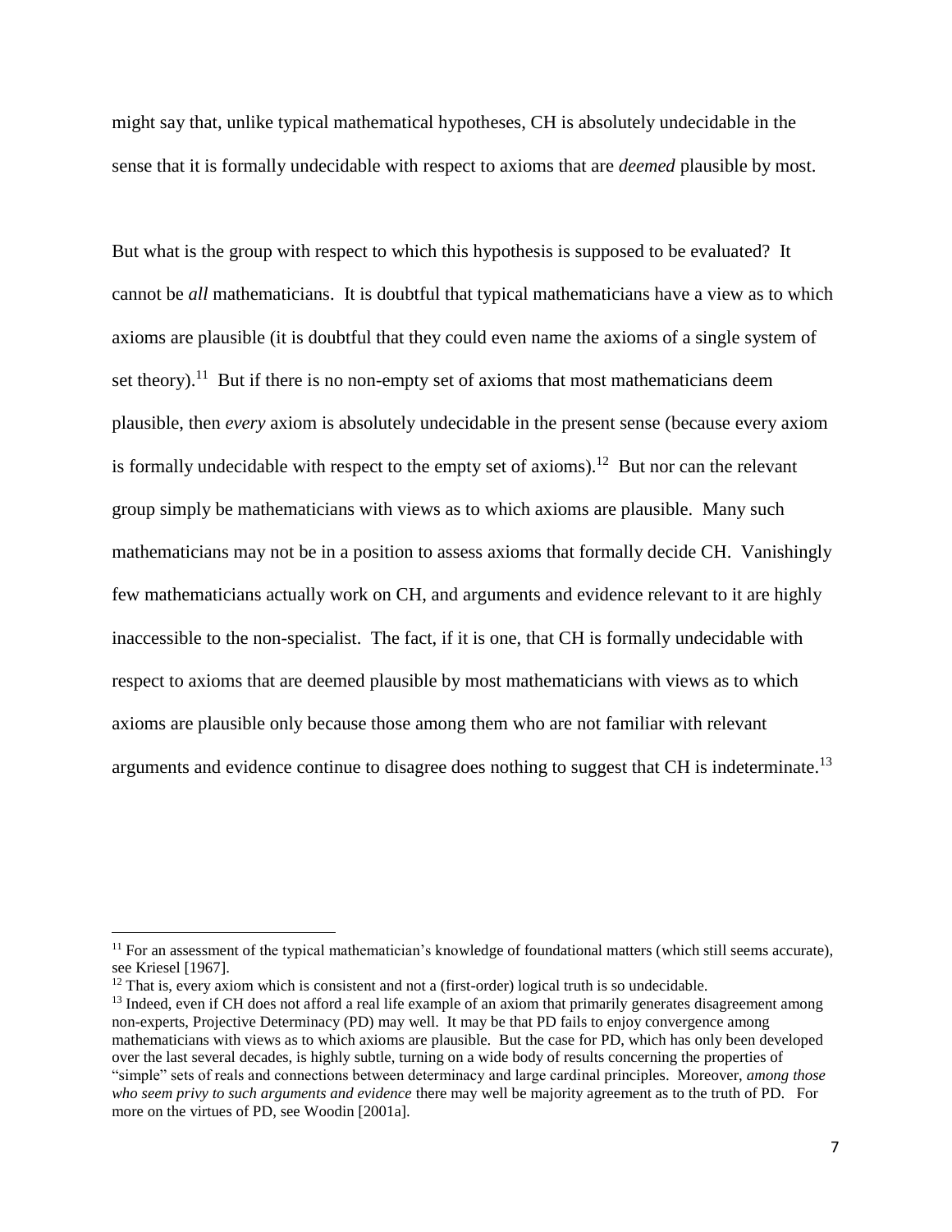might say that, unlike typical mathematical hypotheses, CH is absolutely undecidable in the sense that it is formally undecidable with respect to axioms that are *deemed* plausible by most.

But what is the group with respect to which this hypothesis is supposed to be evaluated? It cannot be *all* mathematicians. It is doubtful that typical mathematicians have a view as to which axioms are plausible (it is doubtful that they could even name the axioms of a single system of set theory).[11] But if there is no non-empty set of axioms that most mathematicians deem plausible, then *every* axiom is absolutely undecidable in the present sense (because every axiom is formally undecidable with respect to the empty set of axioms).[12] But nor can the relevant group simply be mathematicians with views as to which axioms are plausible. Many such mathematicians may not be in a position to assess axioms that formally decide CH. Vanishingly few mathematicians actually work on CH, and arguments and evidence relevant to it are highly inaccessible to the non-specialist. The fact, if it is one, that CH is formally undecidable with respect to axioms that are deemed plausible by most mathematicians with views as to which axioms are plausible only because those among them who are not familiar with relevant arguments and evidence continue to disagree does nothing to suggest that CH is indeterminate.[13]

---

[11] For an assessment of the typical mathematician's knowledge of foundational matters (which still seems accurate), see Kriesel [1967].

[12] That is, every axiom which is consistent and not a (first-order) logical truth is so undecidable.

[13] Indeed, even if CH does not afford a real life example of an axiom that primarily generates disagreement among non-experts, Projective Determinacy (PD) may well. It may be that PD fails to enjoy convergence among mathematicians with views as to which axioms are plausible. But the case for PD, which has only been developed over the last several decades, is highly subtle, turning on a wide body of results concerning the properties of "simple" sets of reals and connections between determinacy and large cardinal principles. Moreover, *among those who seem privy to such arguments and evidence* there may well be majority agreement as to the truth of PD. For more on the virtues of PD, see Woodin [2001a].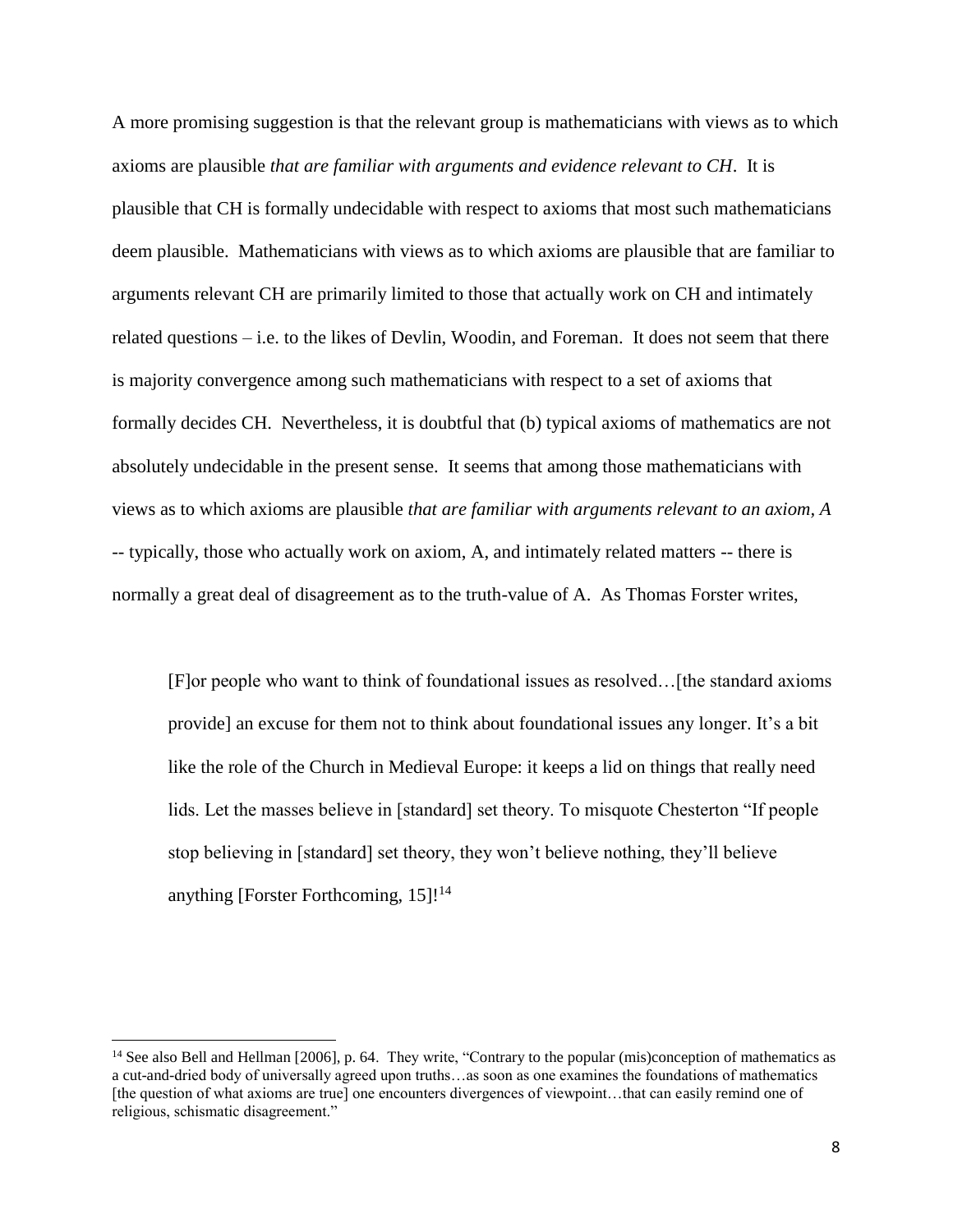A more promising suggestion is that the relevant group is mathematicians with views as to which axioms are plausible *that are familiar with arguments and evidence relevant to CH*. It is plausible that CH is formally undecidable with respect to axioms that most such mathematicians deem plausible. Mathematicians with views as to which axioms are plausible that are familiar to arguments relevant CH are primarily limited to those that actually work on CH and intimately related questions – i.e. to the likes of Devlin, Woodin, and Foreman. It does not seem that there is majority convergence among such mathematicians with respect to a set of axioms that formally decides CH. Nevertheless, it is doubtful that (b) typical axioms of mathematics are not absolutely undecidable in the present sense. It seems that among those mathematicians with views as to which axioms are plausible *that are familiar with arguments relevant to an axiom, A* -- typically, those who actually work on axiom, A, and intimately related matters -- there is normally a great deal of disagreement as to the truth-value of A. As Thomas Forster writes,

> [F]or people who want to think of foundational issues as resolved…[the standard axioms provide] an excuse for them not to think about foundational issues any longer. It's a bit like the role of the Church in Medieval Europe: it keeps a lid on things that really need lids. Let the masses believe in [standard] set theory. To misquote Chesterton "If people stop believing in [standard] set theory, they won't believe nothing, they'll believe anything [Forster Forthcoming, 15]![14]

[14] See also Bell and Hellman [2006], p. 64. They write, "Contrary to the popular (mis)conception of mathematics as a cut-and-dried body of universally agreed upon truths…as soon as one examines the foundations of mathematics [the question of what axioms are true] one encounters divergences of viewpoint…that can easily remind one of religious, schismatic disagreement."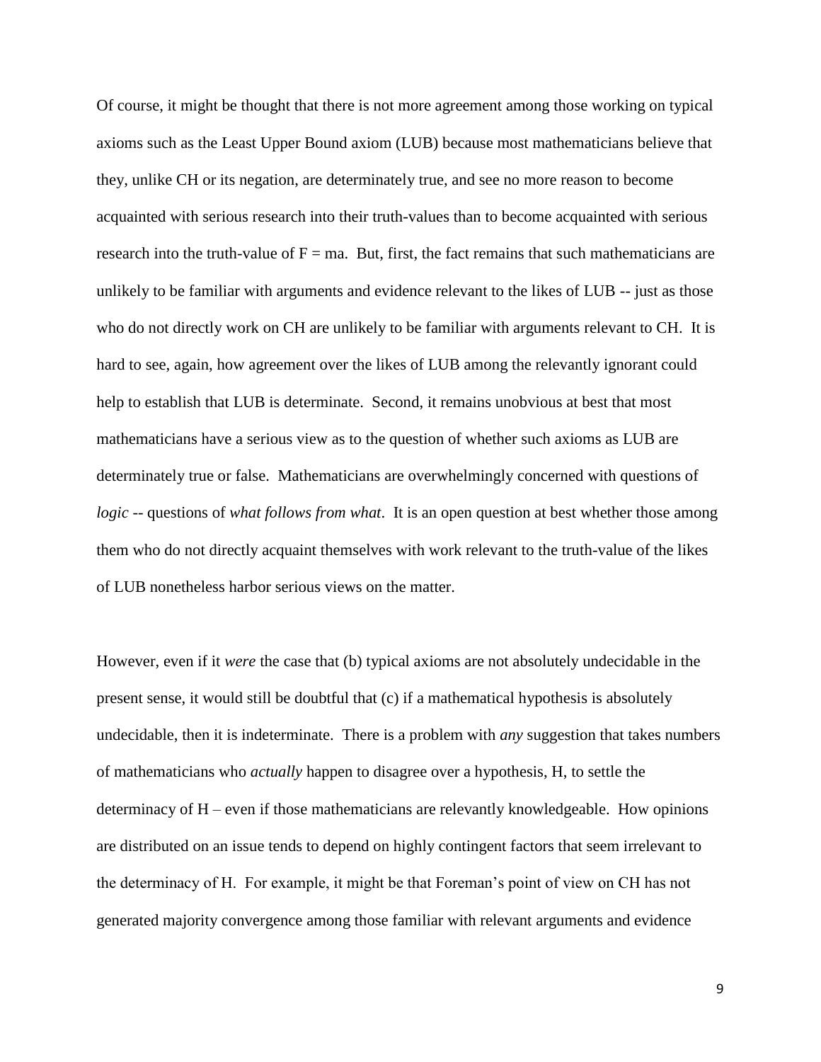Of course, it might be thought that there is not more agreement among those working on typical axioms such as the Least Upper Bound axiom (LUB) because most mathematicians believe that they, unlike CH or its negation, are determinately true, and see no more reason to become acquainted with serious research into their truth-values than to become acquainted with serious research into the truth-value of F = ma. But, first, the fact remains that such mathematicians are unlikely to be familiar with arguments and evidence relevant to the likes of LUB -- just as those who do not directly work on CH are unlikely to be familiar with arguments relevant to CH. It is hard to see, again, how agreement over the likes of LUB among the relevantly ignorant could help to establish that LUB is determinate. Second, it remains unobvious at best that most mathematicians have a serious view as to the question of whether such axioms as LUB are determinately true or false. Mathematicians are overwhelmingly concerned with questions of *logic* -- questions of *what follows from what*. It is an open question at best whether those among them who do not directly acquaint themselves with work relevant to the truth-value of the likes of LUB nonetheless harbor serious views on the matter.

However, even if it *were* the case that (b) typical axioms are not absolutely undecidable in the present sense, it would still be doubtful that (c) if a mathematical hypothesis is absolutely undecidable, then it is indeterminate. There is a problem with *any* suggestion that takes numbers of mathematicians who *actually* happen to disagree over a hypothesis, H, to settle the determinacy of H – even if those mathematicians are relevantly knowledgeable. How opinions are distributed on an issue tends to depend on highly contingent factors that seem irrelevant to the determinacy of H. For example, it might be that Foreman's point of view on CH has not generated majority convergence among those familiar with relevant arguments and evidence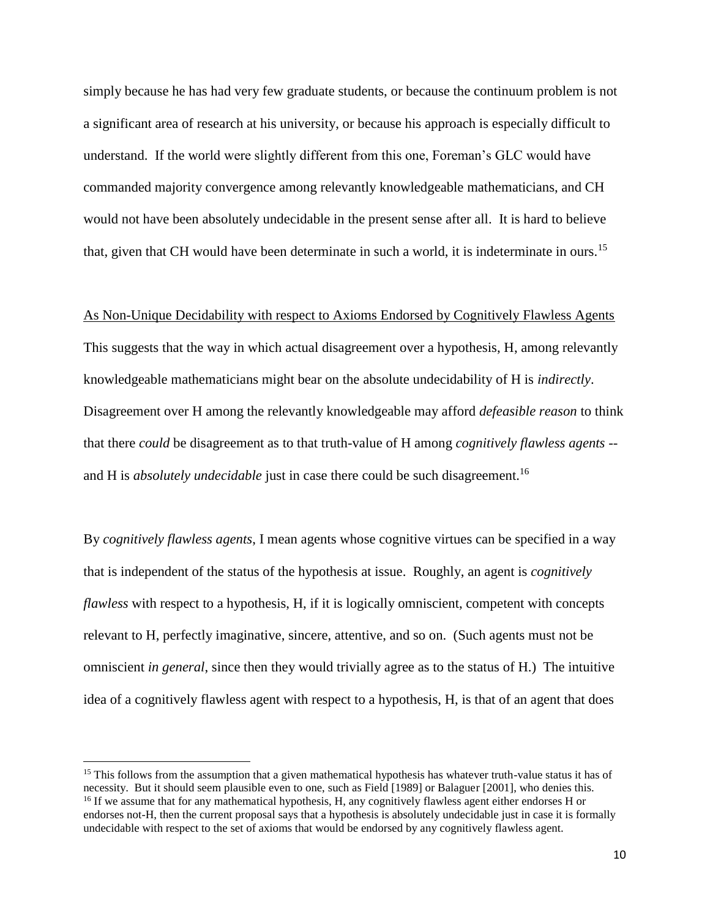simply because he has had very few graduate students, or because the continuum problem is not a significant area of research at his university, or because his approach is especially difficult to understand. If the world were slightly different from this one, Foreman's GLC would have commanded majority convergence among relevantly knowledgeable mathematicians, and CH would not have been absolutely undecidable in the present sense after all. It is hard to believe that, given that CH would have been determinate in such a world, it is indeterminate in ours.[15]

As Non-Unique Decidability with respect to Axioms Endorsed by Cognitively Flawless Agents

This suggests that the way in which actual disagreement over a hypothesis, H, among relevantly knowledgeable mathematicians might bear on the absolute undecidability of H is *indirectly*. Disagreement over H among the relevantly knowledgeable may afford *defeasible reason* to think that there *could* be disagreement as to that truth-value of H among *cognitively flawless agents* -- and H is *absolutely undecidable* just in case there could be such disagreement.[16]

By *cognitively flawless agents*, I mean agents whose cognitive virtues can be specified in a way that is independent of the status of the hypothesis at issue. Roughly, an agent is *cognitively flawless* with respect to a hypothesis, H, if it is logically omniscient, competent with concepts relevant to H, perfectly imaginative, sincere, attentive, and so on. (Such agents must not be omniscient *in general*, since then they would trivially agree as to the status of H.) The intuitive idea of a cognitively flawless agent with respect to a hypothesis, H, is that of an agent that does

---

[15] This follows from the assumption that a given mathematical hypothesis has whatever truth-value status it has of necessity. But it should seem plausible even to one, such as Field [1989] or Balaguer [2001], who denies this.

[16] If we assume that for any mathematical hypothesis, H, any cognitively flawless agent either endorses H or endorses not-H, then the current proposal says that a hypothesis is absolutely undecidable just in case it is formally undecidable with respect to the set of axioms that would be endorsed by any cognitively flawless agent.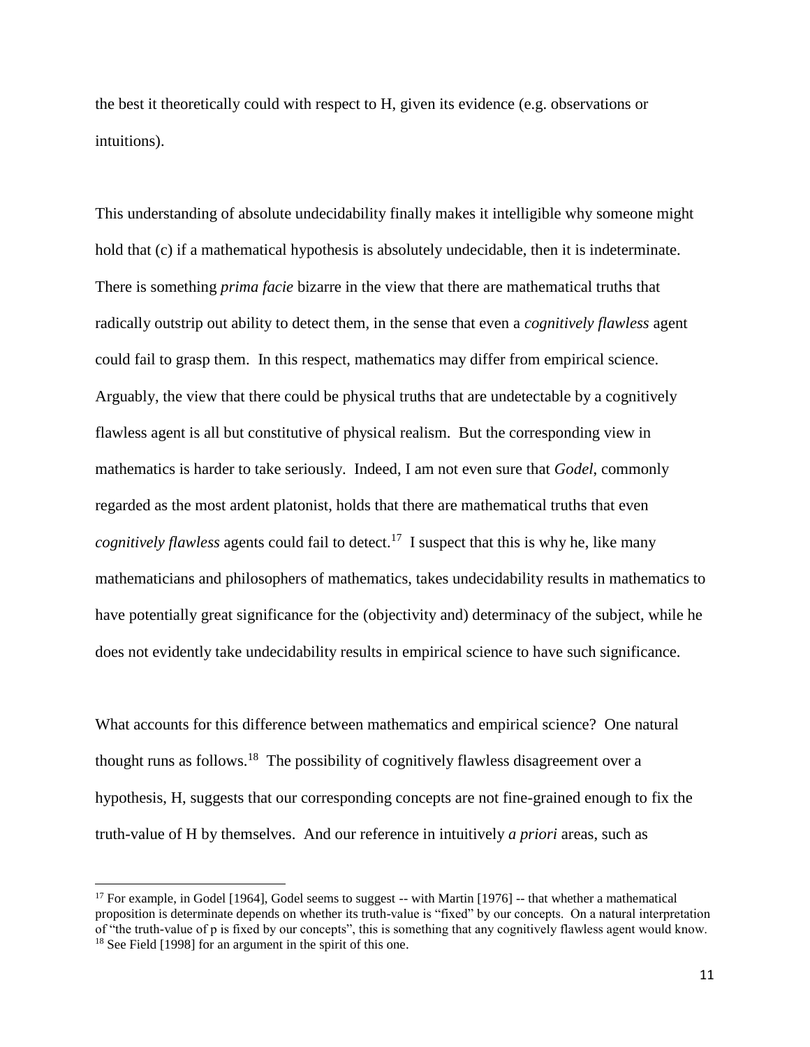the best it theoretically could with respect to H, given its evidence (e.g. observations or intuitions).

This understanding of absolute undecidability finally makes it intelligible why someone might hold that (c) if a mathematical hypothesis is absolutely undecidable, then it is indeterminate. There is something *prima facie* bizarre in the view that there are mathematical truths that radically outstrip out ability to detect them, in the sense that even a *cognitively flawless* agent could fail to grasp them. In this respect, mathematics may differ from empirical science. Arguably, the view that there could be physical truths that are undetectable by a cognitively flawless agent is all but constitutive of physical realism. But the corresponding view in mathematics is harder to take seriously. Indeed, I am not even sure that *Godel*, commonly regarded as the most ardent platonist, holds that there are mathematical truths that even *cognitively flawless* agents could fail to detect.[17] I suspect that this is why he, like many mathematicians and philosophers of mathematics, takes undecidability results in mathematics to have potentially great significance for the (objectivity and) determinacy of the subject, while he does not evidently take undecidability results in empirical science to have such significance.

What accounts for this difference between mathematics and empirical science? One natural thought runs as follows.[18] The possibility of cognitively flawless disagreement over a hypothesis, H, suggests that our corresponding concepts are not fine-grained enough to fix the truth-value of H by themselves. And our reference in intuitively *a priori* areas, such as

---

[17] For example, in Godel [1964], Godel seems to suggest -- with Martin [1976] -- that whether a mathematical proposition is determinate depends on whether its truth-value is "fixed" by our concepts. On a natural interpretation of "the truth-value of p is fixed by our concepts", this is something that any cognitively flawless agent would know.

[18] See Field [1998] for an argument in the spirit of this one.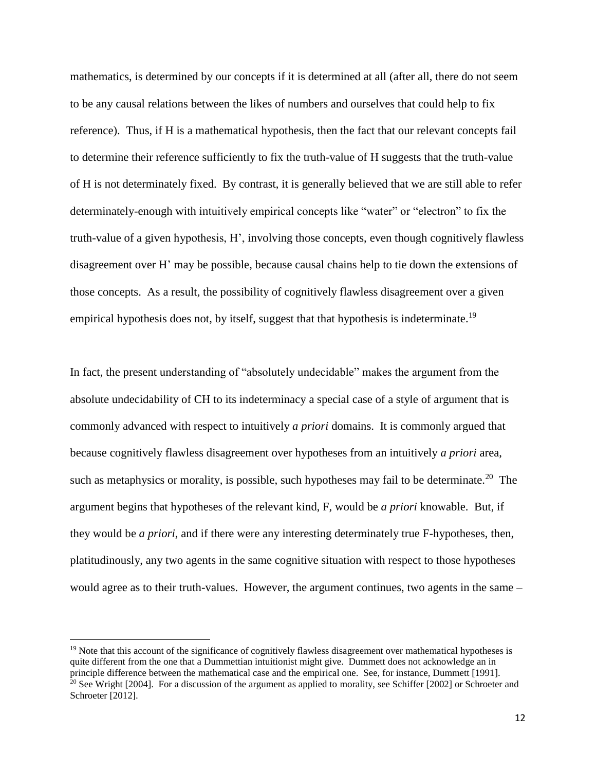mathematics, is determined by our concepts if it is determined at all (after all, there do not seem to be any causal relations between the likes of numbers and ourselves that could help to fix reference). Thus, if H is a mathematical hypothesis, then the fact that our relevant concepts fail to determine their reference sufficiently to fix the truth-value of H suggests that the truth-value of H is not determinately fixed. By contrast, it is generally believed that we are still able to refer determinately-enough with intuitively empirical concepts like "water" or "electron" to fix the truth-value of a given hypothesis, H', involving those concepts, even though cognitively flawless disagreement over H' may be possible, because causal chains help to tie down the extensions of those concepts. As a result, the possibility of cognitively flawless disagreement over a given empirical hypothesis does not, by itself, suggest that that hypothesis is indeterminate.[19]

In fact, the present understanding of "absolutely undecidable" makes the argument from the absolute undecidability of CH to its indeterminacy a special case of a style of argument that is commonly advanced with respect to intuitively *a priori* domains. It is commonly argued that because cognitively flawless disagreement over hypotheses from an intuitively *a priori* area, such as metaphysics or morality, is possible, such hypotheses may fail to be determinate.[20] The argument begins that hypotheses of the relevant kind, F, would be *a priori* knowable. But, if they would be *a priori*, and if there were any interesting determinately true F-hypotheses, then, platitudinously, any two agents in the same cognitive situation with respect to those hypotheses would agree as to their truth-values. However, the argument continues, two agents in the same –

---

[19] Note that this account of the significance of cognitively flawless disagreement over mathematical hypotheses is quite different from the one that a Dummettian intuitionist might give. Dummett does not acknowledge an in principle difference between the mathematical case and the empirical one. See, for instance, Dummett [1991].

[20] See Wright [2004]. For a discussion of the argument as applied to morality, see Schiffer [2002] or Schroeter and Schroeter [2012].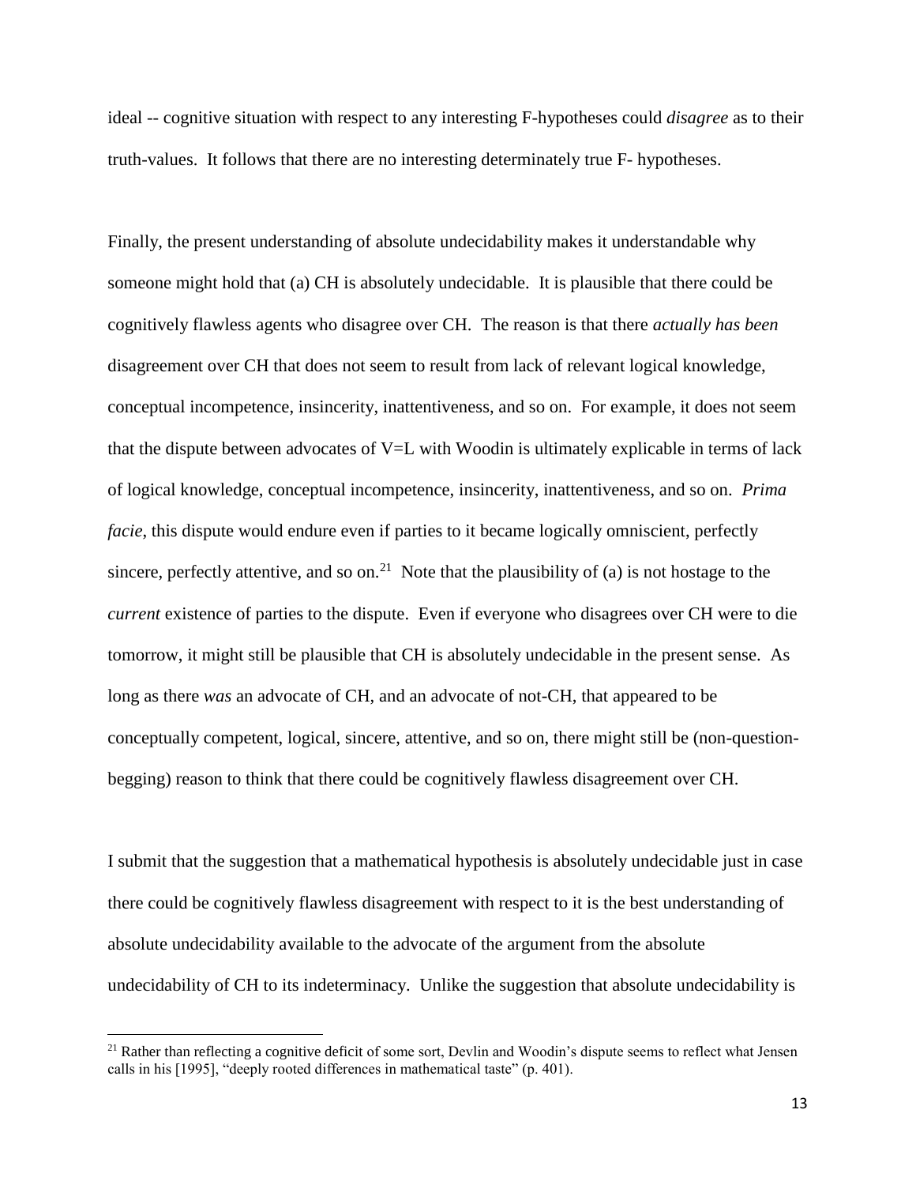ideal -- cognitive situation with respect to any interesting F-hypotheses could *disagree* as to their truth-values. It follows that there are no interesting determinately true F- hypotheses.

Finally, the present understanding of absolute undecidability makes it understandable why someone might hold that (a) CH is absolutely undecidable. It is plausible that there could be cognitively flawless agents who disagree over CH. The reason is that there *actually has been* disagreement over CH that does not seem to result from lack of relevant logical knowledge, conceptual incompetence, insincerity, inattentiveness, and so on. For example, it does not seem that the dispute between advocates of V=L with Woodin is ultimately explicable in terms of lack of logical knowledge, conceptual incompetence, insincerity, inattentiveness, and so on. *Prima facie*, this dispute would endure even if parties to it became logically omniscient, perfectly sincere, perfectly attentive, and so on.[21] Note that the plausibility of (a) is not hostage to the *current* existence of parties to the dispute. Even if everyone who disagrees over CH were to die tomorrow, it might still be plausible that CH is absolutely undecidable in the present sense. As long as there *was* an advocate of CH, and an advocate of not-CH, that appeared to be conceptually competent, logical, sincere, attentive, and so on, there might still be (non-question-begging) reason to think that there could be cognitively flawless disagreement over CH.

I submit that the suggestion that a mathematical hypothesis is absolutely undecidable just in case there could be cognitively flawless disagreement with respect to it is the best understanding of absolute undecidability available to the advocate of the argument from the absolute undecidability of CH to its indeterminacy. Unlike the suggestion that absolute undecidability is

---

[21] Rather than reflecting a cognitive deficit of some sort, Devlin and Woodin's dispute seems to reflect what Jensen calls in his [1995], "deeply rooted differences in mathematical taste" (p. 401).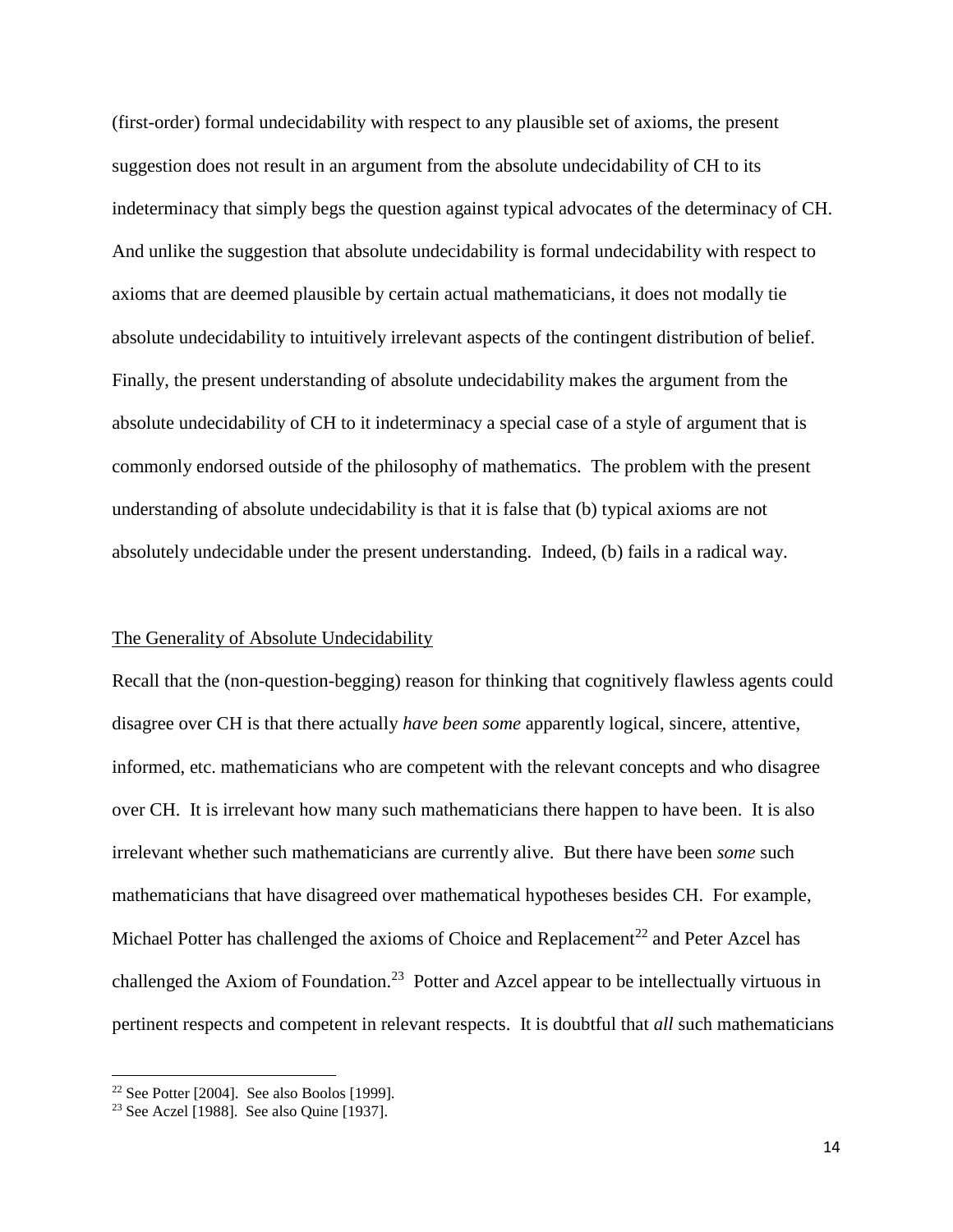(first-order) formal undecidability with respect to any plausible set of axioms, the present suggestion does not result in an argument from the absolute undecidability of CH to its indeterminacy that simply begs the question against typical advocates of the determinacy of CH. And unlike the suggestion that absolute undecidability is formal undecidability with respect to axioms that are deemed plausible by certain actual mathematicians, it does not modally tie absolute undecidability to intuitively irrelevant aspects of the contingent distribution of belief. Finally, the present understanding of absolute undecidability makes the argument from the absolute undecidability of CH to it indeterminacy a special case of a style of argument that is commonly endorsed outside of the philosophy of mathematics. The problem with the present understanding of absolute undecidability is that it is false that (b) typical axioms are not absolutely undecidable under the present understanding. Indeed, (b) fails in a radical way.

## The Generality of Absolute Undecidability

Recall that the (non-question-begging) reason for thinking that cognitively flawless agents could disagree over CH is that there actually *have been some* apparently logical, sincere, attentive, informed, etc. mathematicians who are competent with the relevant concepts and who disagree over CH. It is irrelevant how many such mathematicians there happen to have been. It is also irrelevant whether such mathematicians are currently alive. But there have been *some* such mathematicians that have disagreed over mathematical hypotheses besides CH. For example, Michael Potter has challenged the axioms of Choice and Replacement[22] and Peter Azcel has challenged the Axiom of Foundation.[23] Potter and Azcel appear to be intellectually virtuous in pertinent respects and competent in relevant respects. It is doubtful that *all* such mathematicians

[22] See Potter [2004]. See also Boolos [1999].

[23] See Aczel [1988]. See also Quine [1937].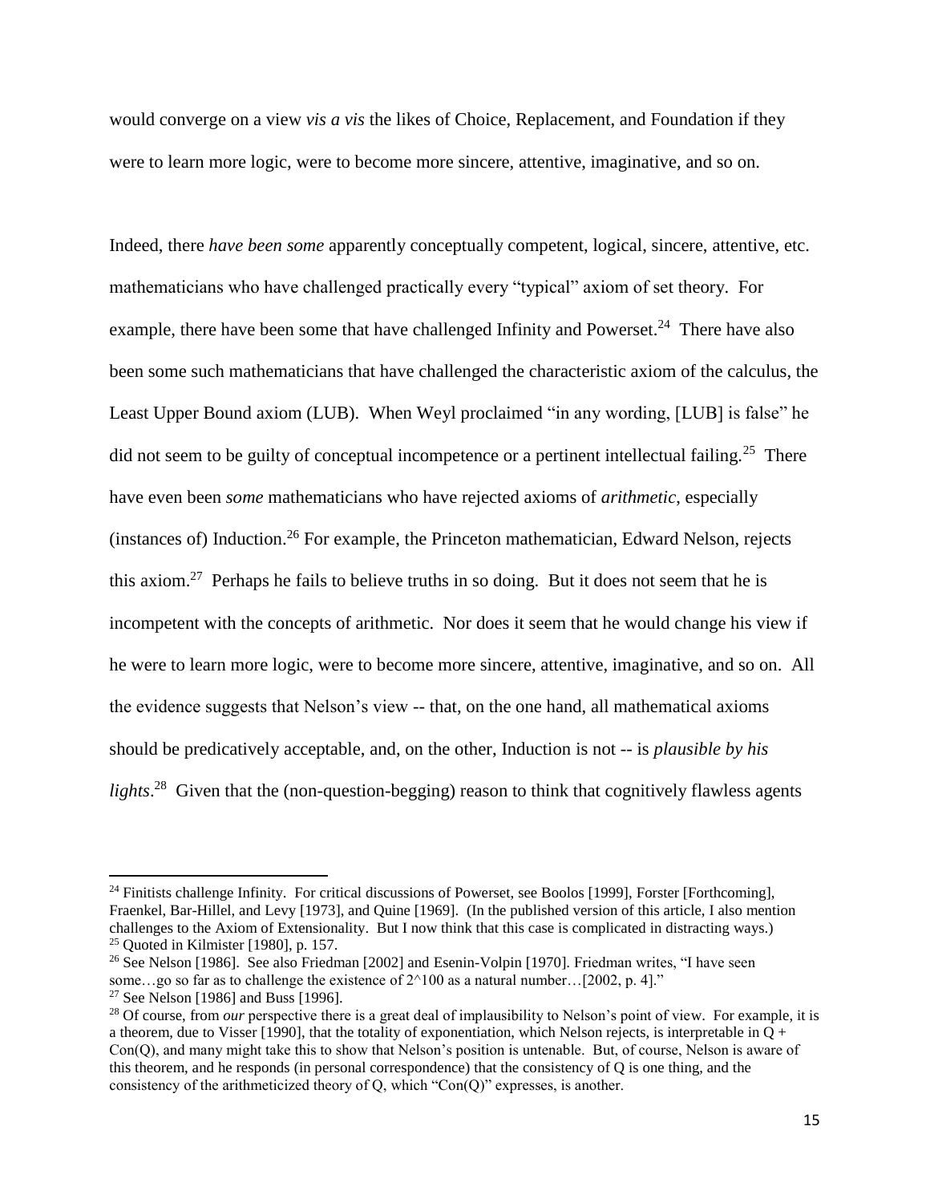would converge on a view *vis a vis* the likes of Choice, Replacement, and Foundation if they were to learn more logic, were to become more sincere, attentive, imaginative, and so on.

Indeed, there *have been some* apparently conceptually competent, logical, sincere, attentive, etc. mathematicians who have challenged practically every "typical" axiom of set theory. For example, there have been some that have challenged Infinity and Powerset.[24] There have also been some such mathematicians that have challenged the characteristic axiom of the calculus, the Least Upper Bound axiom (LUB). When Weyl proclaimed "in any wording, [LUB] is false" he did not seem to be guilty of conceptual incompetence or a pertinent intellectual failing.[25] There have even been *some* mathematicians who have rejected axioms of *arithmetic*, especially (instances of) Induction.[26] For example, the Princeton mathematician, Edward Nelson, rejects this axiom.[27] Perhaps he fails to believe truths in so doing. But it does not seem that he is incompetent with the concepts of arithmetic. Nor does it seem that he would change his view if he were to learn more logic, were to become more sincere, attentive, imaginative, and so on. All the evidence suggests that Nelson's view -- that, on the one hand, all mathematical axioms should be predicatively acceptable, and, on the other, Induction is not -- is *plausible by his lights*.[28] Given that the (non-question-begging) reason to think that cognitively flawless agents

---

[24] Finitists challenge Infinity. For critical discussions of Powerset, see Boolos [1999], Forster [Forthcoming], Fraenkel, Bar-Hillel, and Levy [1973], and Quine [1969]. (In the published version of this article, I also mention challenges to the Axiom of Extensionality. But I now think that this case is complicated in distracting ways.)

[25] Quoted in Kilmister [1980], p. 157.

[26] See Nelson [1986]. See also Friedman [2002] and Esenin-Volpin [1970]. Friedman writes, "I have seen some…go so far as to challenge the existence of $2^{100}$ as a natural number…[2002, p. 4]."

[27] See Nelson [1986] and Buss [1996].

[28] Of course, from *our* perspective there is a great deal of implausibility to Nelson's point of view. For example, it is a theorem, due to Visser [1990], that the totality of exponentiation, which Nelson rejects, is interpretable in $Q + Con(Q)$, and many might take this to show that Nelson's position is untenable. But, of course, Nelson is aware of this theorem, and he responds (in personal correspondence) that the consistency of Q is one thing, and the consistency of the arithmeticized theory of Q, which "$Con(Q)$" expresses, is another.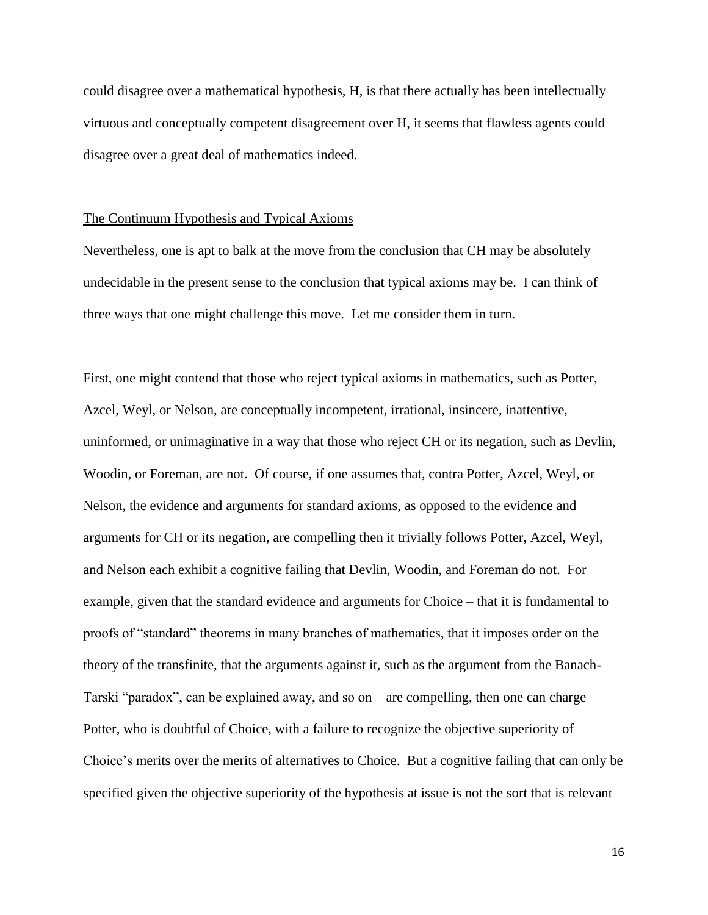could disagree over a mathematical hypothesis, H, is that there actually has been intellectually virtuous and conceptually competent disagreement over H, it seems that flawless agents could disagree over a great deal of mathematics indeed.

## The Continuum Hypothesis and Typical Axioms

Nevertheless, one is apt to balk at the move from the conclusion that CH may be absolutely undecidable in the present sense to the conclusion that typical axioms may be. I can think of three ways that one might challenge this move. Let me consider them in turn.

First, one might contend that those who reject typical axioms in mathematics, such as Potter, Azcel, Weyl, or Nelson, are conceptually incompetent, irrational, insincere, inattentive, uninformed, or unimaginative in a way that those who reject CH or its negation, such as Devlin, Woodin, or Foreman, are not. Of course, if one assumes that, contra Potter, Azcel, Weyl, or Nelson, the evidence and arguments for standard axioms, as opposed to the evidence and arguments for CH or its negation, are compelling then it trivially follows Potter, Azcel, Weyl, and Nelson each exhibit a cognitive failing that Devlin, Woodin, and Foreman do not. For example, given that the standard evidence and arguments for Choice – that it is fundamental to proofs of "standard" theorems in many branches of mathematics, that it imposes order on the theory of the transfinite, that the arguments against it, such as the argument from the Banach-Tarski "paradox", can be explained away, and so on – are compelling, then one can charge Potter, who is doubtful of Choice, with a failure to recognize the objective superiority of Choice's merits over the merits of alternatives to Choice. But a cognitive failing that can only be specified given the objective superiority of the hypothesis at issue is not the sort that is relevant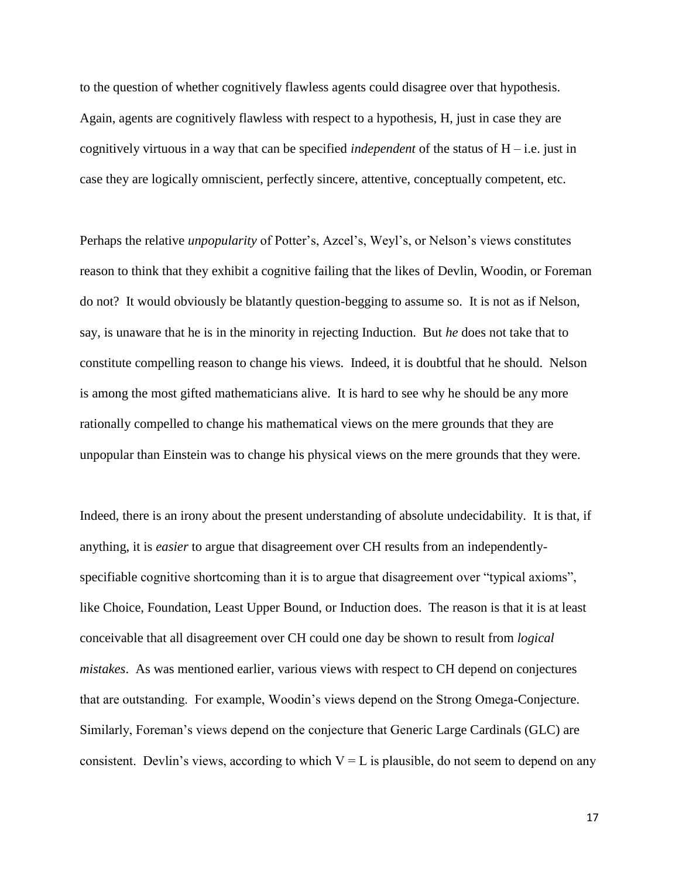to the question of whether cognitively flawless agents could disagree over that hypothesis. Again, agents are cognitively flawless with respect to a hypothesis, H, just in case they are cognitively virtuous in a way that can be specified *independent* of the status of H – i.e. just in case they are logically omniscient, perfectly sincere, attentive, conceptually competent, etc.

Perhaps the relative *unpopularity* of Potter's, Azcel's, Weyl's, or Nelson's views constitutes reason to think that they exhibit a cognitive failing that the likes of Devlin, Woodin, or Foreman do not? It would obviously be blatantly question-begging to assume so. It is not as if Nelson, say, is unaware that he is in the minority in rejecting Induction. But *he* does not take that to constitute compelling reason to change his views. Indeed, it is doubtful that he should. Nelson is among the most gifted mathematicians alive. It is hard to see why he should be any more rationally compelled to change his mathematical views on the mere grounds that they are unpopular than Einstein was to change his physical views on the mere grounds that they were.

Indeed, there is an irony about the present understanding of absolute undecidability. It is that, if anything, it is *easier* to argue that disagreement over CH results from an independently-specifiable cognitive shortcoming than it is to argue that disagreement over "typical axioms", like Choice, Foundation, Least Upper Bound, or Induction does. The reason is that it is at least conceivable that all disagreement over CH could one day be shown to result from *logical mistakes*. As was mentioned earlier, various views with respect to CH depend on conjectures that are outstanding. For example, Woodin's views depend on the Strong Omega-Conjecture. Similarly, Foreman's views depend on the conjecture that Generic Large Cardinals (GLC) are consistent. Devlin's views, according to which $V = L$ is plausible, do not seem to depend on any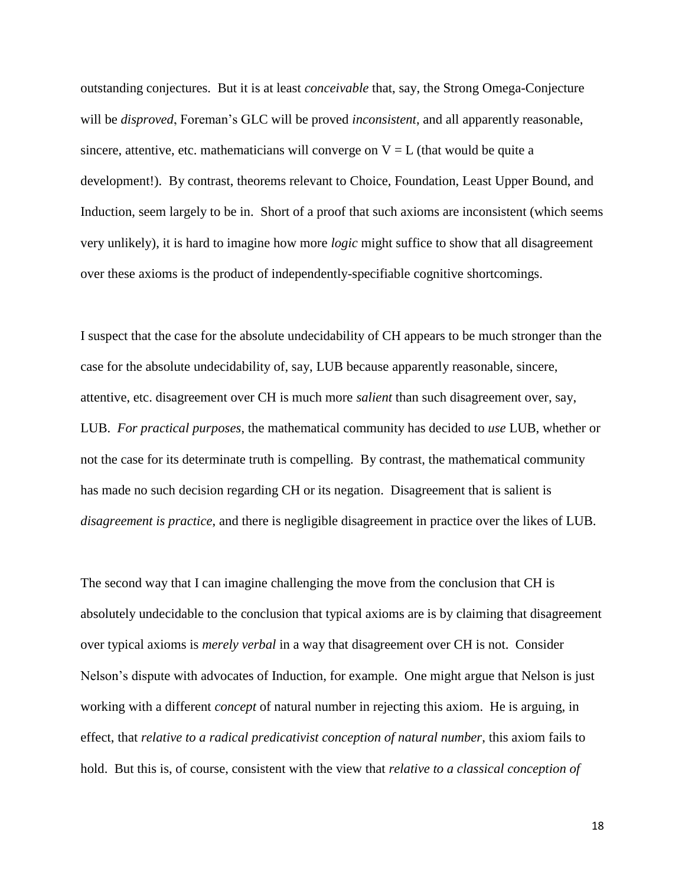outstanding conjectures. But it is at least *conceivable* that, say, the Strong Omega-Conjecture will be *disproved*, Foreman's GLC will be proved *inconsistent*, and all apparently reasonable, sincere, attentive, etc. mathematicians will converge on V = L (that would be quite a development!). By contrast, theorems relevant to Choice, Foundation, Least Upper Bound, and Induction, seem largely to be in. Short of a proof that such axioms are inconsistent (which seems very unlikely), it is hard to imagine how more *logic* might suffice to show that all disagreement over these axioms is the product of independently-specifiable cognitive shortcomings.

I suspect that the case for the absolute undecidability of CH appears to be much stronger than the case for the absolute undecidability of, say, LUB because apparently reasonable, sincere, attentive, etc. disagreement over CH is much more *salient* than such disagreement over, say, LUB. *For practical purposes*, the mathematical community has decided to *use* LUB, whether or not the case for its determinate truth is compelling. By contrast, the mathematical community has made no such decision regarding CH or its negation. Disagreement that is salient is *disagreement is practice*, and there is negligible disagreement in practice over the likes of LUB.

The second way that I can imagine challenging the move from the conclusion that CH is absolutely undecidable to the conclusion that typical axioms are is by claiming that disagreement over typical axioms is *merely verbal* in a way that disagreement over CH is not. Consider Nelson's dispute with advocates of Induction, for example. One might argue that Nelson is just working with a different *concept* of natural number in rejecting this axiom. He is arguing, in effect, that *relative to a radical predicativist conception of natural number*, this axiom fails to hold. But this is, of course, consistent with the view that *relative to a classical conception of*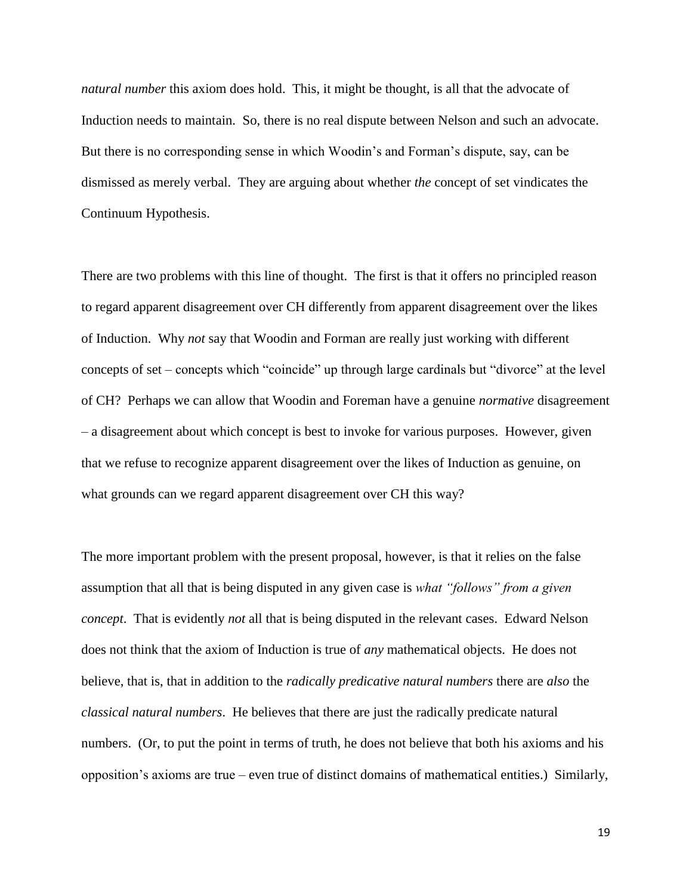*natural number* this axiom does hold. This, it might be thought, is all that the advocate of Induction needs to maintain. So, there is no real dispute between Nelson and such an advocate. But there is no corresponding sense in which Woodin's and Forman's dispute, say, can be dismissed as merely verbal. They are arguing about whether *the* concept of set vindicates the Continuum Hypothesis.

There are two problems with this line of thought. The first is that it offers no principled reason to regard apparent disagreement over CH differently from apparent disagreement over the likes of Induction. Why *not* say that Woodin and Forman are really just working with different concepts of set – concepts which "coincide" up through large cardinals but "divorce" at the level of CH? Perhaps we can allow that Woodin and Foreman have a genuine *normative* disagreement – a disagreement about which concept is best to invoke for various purposes. However, given that we refuse to recognize apparent disagreement over the likes of Induction as genuine, on what grounds can we regard apparent disagreement over CH this way?

The more important problem with the present proposal, however, is that it relies on the false assumption that all that is being disputed in any given case is *what "follows" from a given concept*. That is evidently *not* all that is being disputed in the relevant cases. Edward Nelson does not think that the axiom of Induction is true of *any* mathematical objects. He does not believe, that is, that in addition to the *radically predicative natural numbers* there are *also* the *classical natural numbers*. He believes that there are just the radically predicate natural numbers. (Or, to put the point in terms of truth, he does not believe that both his axioms and his opposition's axioms are true – even true of distinct domains of mathematical entities.) Similarly,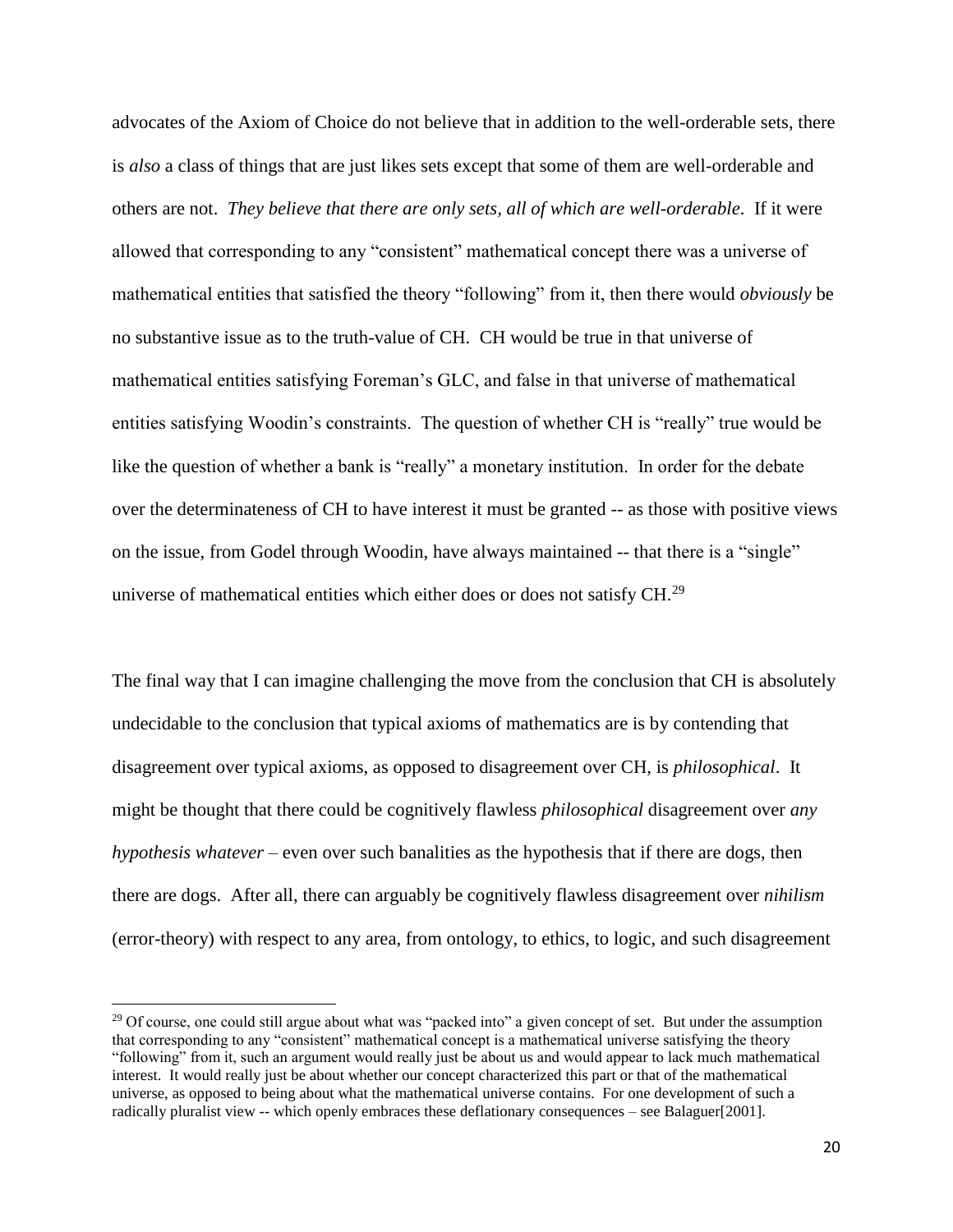advocates of the Axiom of Choice do not believe that in addition to the well-orderable sets, there is *also* a class of things that are just likes sets except that some of them are well-orderable and others are not. *They believe that there are only sets, all of which are well-orderable*. If it were allowed that corresponding to any "consistent" mathematical concept there was a universe of mathematical entities that satisfied the theory "following" from it, then there would *obviously* be no substantive issue as to the truth-value of CH. CH would be true in that universe of mathematical entities satisfying Foreman's GLC, and false in that universe of mathematical entities satisfying Woodin's constraints. The question of whether CH is "really" true would be like the question of whether a bank is "really" a monetary institution. In order for the debate over the determinateness of CH to have interest it must be granted -- as those with positive views on the issue, from Godel through Woodin, have always maintained -- that there is a "single" universe of mathematical entities which either does or does not satisfy CH.[29]

The final way that I can imagine challenging the move from the conclusion that CH is absolutely undecidable to the conclusion that typical axioms of mathematics are is by contending that disagreement over typical axioms, as opposed to disagreement over CH, is *philosophical*. It might be thought that there could be cognitively flawless *philosophical* disagreement over *any hypothesis whatever* – even over such banalities as the hypothesis that if there are dogs, then there are dogs. After all, there can arguably be cognitively flawless disagreement over *nihilism* (error-theory) with respect to any area, from ontology, to ethics, to logic, and such disagreement

[29] Of course, one could still argue about what was "packed into" a given concept of set. But under the assumption that corresponding to any "consistent" mathematical concept is a mathematical universe satisfying the theory "following" from it, such an argument would really just be about us and would appear to lack much mathematical interest. It would really just be about whether our concept characterized this part or that of the mathematical universe, as opposed to being about what the mathematical universe contains. For one development of such a radically pluralist view -- which openly embraces these deflationary consequences – see Balaguer[2001].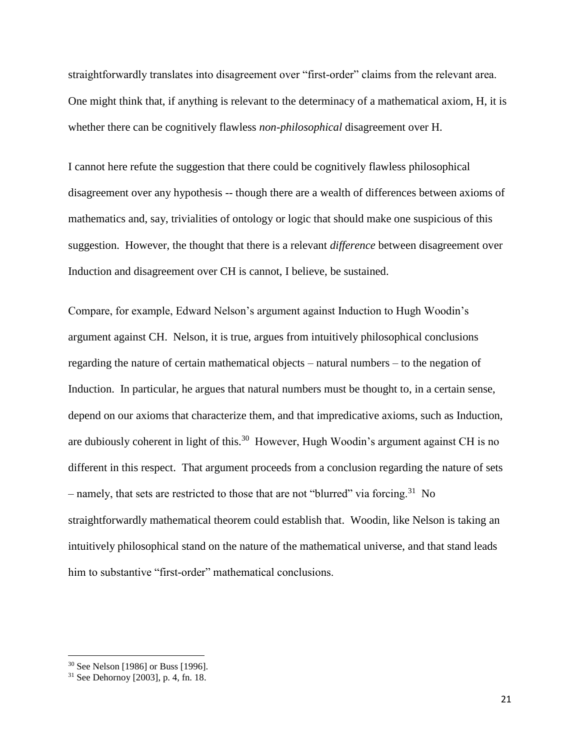straightforwardly translates into disagreement over "first-order" claims from the relevant area. One might think that, if anything is relevant to the determinacy of a mathematical axiom, H, it is whether there can be cognitively flawless *non-philosophical* disagreement over H.

I cannot here refute the suggestion that there could be cognitively flawless philosophical disagreement over any hypothesis -- though there are a wealth of differences between axioms of mathematics and, say, trivialities of ontology or logic that should make one suspicious of this suggestion. However, the thought that there is a relevant *difference* between disagreement over Induction and disagreement over CH is cannot, I believe, be sustained.

Compare, for example, Edward Nelson's argument against Induction to Hugh Woodin's argument against CH. Nelson, it is true, argues from intuitively philosophical conclusions regarding the nature of certain mathematical objects – natural numbers – to the negation of Induction. In particular, he argues that natural numbers must be thought to, in a certain sense, depend on our axioms that characterize them, and that impredicative axioms, such as Induction, are dubiously coherent in light of this.[30] However, Hugh Woodin's argument against CH is no different in this respect. That argument proceeds from a conclusion regarding the nature of sets – namely, that sets are restricted to those that are not "blurred" via forcing.[31] No straightforwardly mathematical theorem could establish that. Woodin, like Nelson is taking an intuitively philosophical stand on the nature of the mathematical universe, and that stand leads him to substantive "first-order" mathematical conclusions.

---

[30] See Nelson [1986] or Buss [1996].

[31] See Dehornoy [2003], p. 4, fn. 18.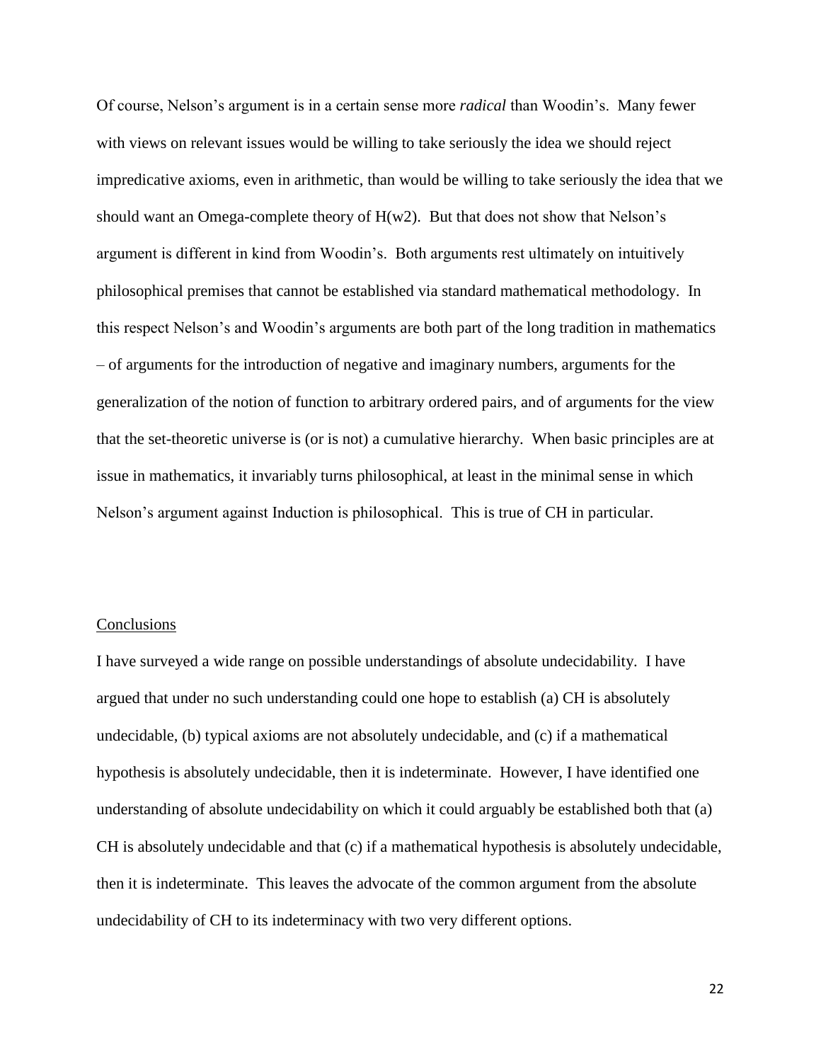Of course, Nelson's argument is in a certain sense more *radical* than Woodin's. Many fewer with views on relevant issues would be willing to take seriously the idea we should reject impredicative axioms, even in arithmetic, than would be willing to take seriously the idea that we should want an Omega-complete theory of H(w2). But that does not show that Nelson's argument is different in kind from Woodin's. Both arguments rest ultimately on intuitively philosophical premises that cannot be established via standard mathematical methodology. In this respect Nelson's and Woodin's arguments are both part of the long tradition in mathematics – of arguments for the introduction of negative and imaginary numbers, arguments for the generalization of the notion of function to arbitrary ordered pairs, and of arguments for the view that the set-theoretic universe is (or is not) a cumulative hierarchy. When basic principles are at issue in mathematics, it invariably turns philosophical, at least in the minimal sense in which Nelson's argument against Induction is philosophical. This is true of CH in particular.

## Conclusions

I have surveyed a wide range on possible understandings of absolute undecidability. I have argued that under no such understanding could one hope to establish (a) CH is absolutely undecidable, (b) typical axioms are not absolutely undecidable, and (c) if a mathematical hypothesis is absolutely undecidable, then it is indeterminate. However, I have identified one understanding of absolute undecidability on which it could arguably be established both that (a) CH is absolutely undecidable and that (c) if a mathematical hypothesis is absolutely undecidable, then it is indeterminate. This leaves the advocate of the common argument from the absolute undecidability of CH to its indeterminacy with two very different options.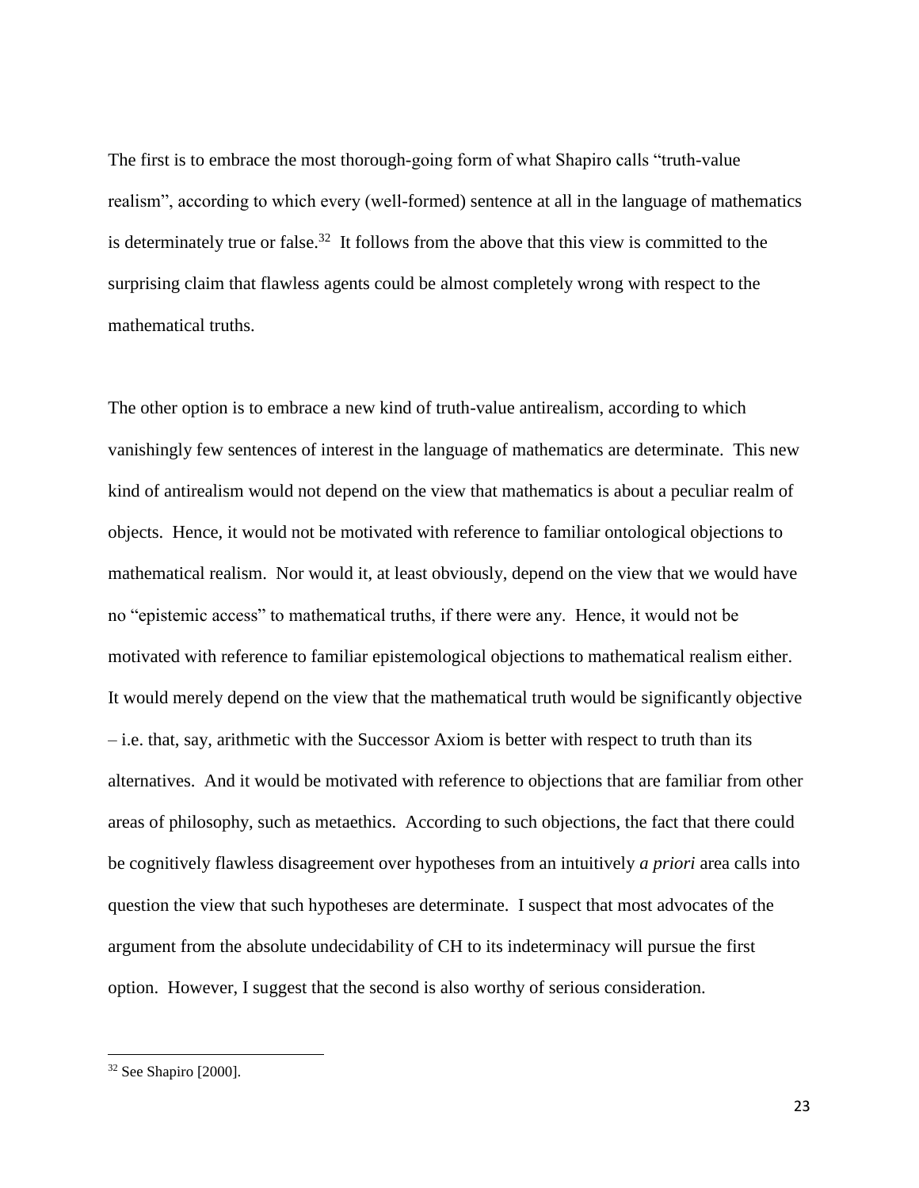The first is to embrace the most thorough-going form of what Shapiro calls "truth-value realism", according to which every (well-formed) sentence at all in the language of mathematics is determinately true or false.[32] It follows from the above that this view is committed to the surprising claim that flawless agents could be almost completely wrong with respect to the mathematical truths.

The other option is to embrace a new kind of truth-value antirealism, according to which vanishingly few sentences of interest in the language of mathematics are determinate. This new kind of antirealism would not depend on the view that mathematics is about a peculiar realm of objects. Hence, it would not be motivated with reference to familiar ontological objections to mathematical realism. Nor would it, at least obviously, depend on the view that we would have no "epistemic access" to mathematical truths, if there were any. Hence, it would not be motivated with reference to familiar epistemological objections to mathematical realism either. It would merely depend on the view that the mathematical truth would be significantly objective – i.e. that, say, arithmetic with the Successor Axiom is better with respect to truth than its alternatives. And it would be motivated with reference to objections that are familiar from other areas of philosophy, such as metaethics. According to such objections, the fact that there could be cognitively flawless disagreement over hypotheses from an intuitively *a priori* area calls into question the view that such hypotheses are determinate. I suspect that most advocates of the argument from the absolute undecidability of CH to its indeterminacy will pursue the first option. However, I suggest that the second is also worthy of serious consideration.

[32] See Shapiro [2000].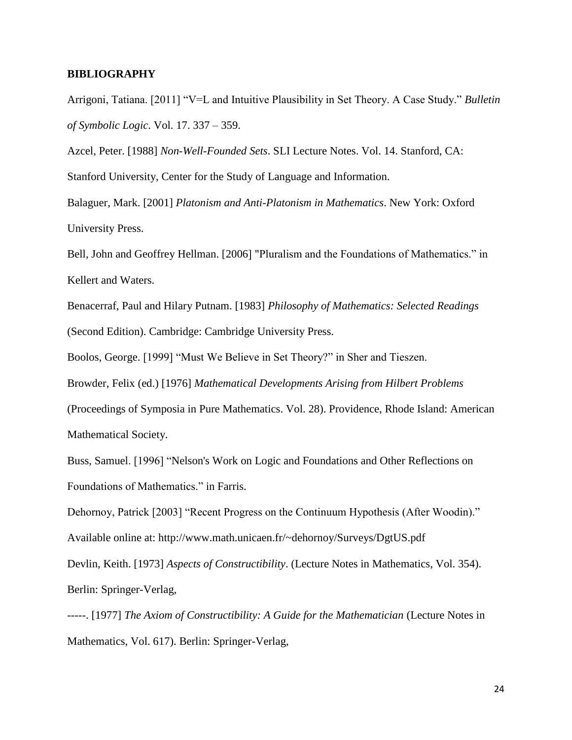## BIBLIOGRAPHY

Arrigoni, Tatiana. [2011] "V=L and Intuitive Plausibility in Set Theory. A Case Study." *Bulletin of Symbolic Logic*. Vol. 17. 337 – 359.

Azcel, Peter. [1988] *Non-Well-Founded Sets*. SLI Lecture Notes. Vol. 14. Stanford, CA: Stanford University, Center for the Study of Language and Information.

Balaguer, Mark. [2001] *Platonism and Anti-Platonism in Mathematics*. New York: Oxford University Press.

Bell, John and Geoffrey Hellman. [2006] "Pluralism and the Foundations of Mathematics." in Kellert and Waters.

Benacerraf, Paul and Hilary Putnam. [1983] *Philosophy of Mathematics: Selected Readings* (Second Edition). Cambridge: Cambridge University Press.

Boolos, George. [1999] "Must We Believe in Set Theory?" in Sher and Tieszen.

Browder, Felix (ed.) [1976] *Mathematical Developments Arising from Hilbert Problems* (Proceedings of Symposia in Pure Mathematics. Vol. 28). Providence, Rhode Island: American Mathematical Society.

Buss, Samuel. [1996] "Nelson's Work on Logic and Foundations and Other Reflections on Foundations of Mathematics." in Farris.

Dehornoy, Patrick [2003] "Recent Progress on the Continuum Hypothesis (After Woodin)." Available online at: http://www.math.unicaen.fr/~dehornoy/Surveys/DgtUS.pdf

Devlin, Keith. [1973] *Aspects of Constructibility*. (Lecture Notes in Mathematics, Vol. 354). Berlin: Springer-Verlag,

-----. [1977] *The Axiom of Constructibility: A Guide for the Mathematician* (Lecture Notes in Mathematics, Vol. 617). Berlin: Springer-Verlag,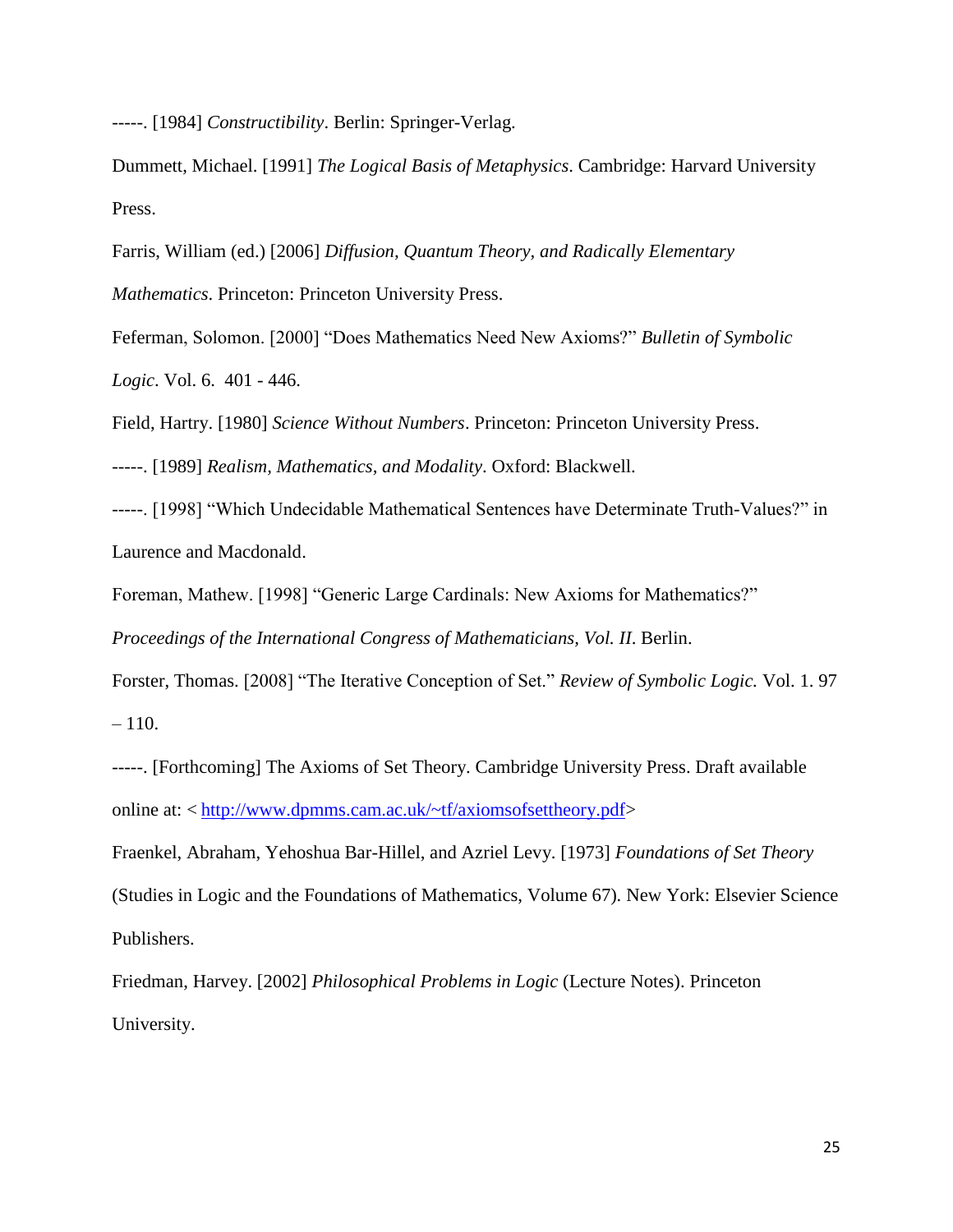-----. [1984] *Constructibility*. Berlin: Springer-Verlag.

Dummett, Michael. [1991] *The Logical Basis of Metaphysics*. Cambridge: Harvard University Press.

Farris, William (ed.) [2006] *Diffusion, Quantum Theory, and Radically Elementary Mathematics*. Princeton: Princeton University Press.

Feferman, Solomon. [2000] "Does Mathematics Need New Axioms?" *Bulletin of Symbolic Logic*. Vol. 6. 401 - 446.

Field, Hartry. [1980] *Science Without Numbers*. Princeton: Princeton University Press.

-----. [1989] *Realism, Mathematics, and Modality*. Oxford: Blackwell.

-----. [1998] "Which Undecidable Mathematical Sentences have Determinate Truth-Values?" in Laurence and Macdonald.

Foreman, Mathew. [1998] "Generic Large Cardinals: New Axioms for Mathematics?" *Proceedings of the International Congress of Mathematicians, Vol. II*. Berlin.

Forster, Thomas. [2008] "The Iterative Conception of Set." *Review of Symbolic Logic.* Vol. 1. 97 – 110.

-----. [Forthcoming] The Axioms of Set Theory. Cambridge University Press. Draft available online at: <[http://www.dpmms.cam.ac.uk/~tf/axiomsofsettheory.pdf](http://www.dpmms.cam.ac.uk/~tf/axiomsofsettheory.pdf)>

Fraenkel, Abraham, Yehoshua Bar-Hillel, and Azriel Levy. [1973] *Foundations of Set Theory* (Studies in Logic and the Foundations of Mathematics, Volume 67). New York: Elsevier Science Publishers.

Friedman, Harvey. [2002] *Philosophical Problems in Logic* (Lecture Notes). Princeton University.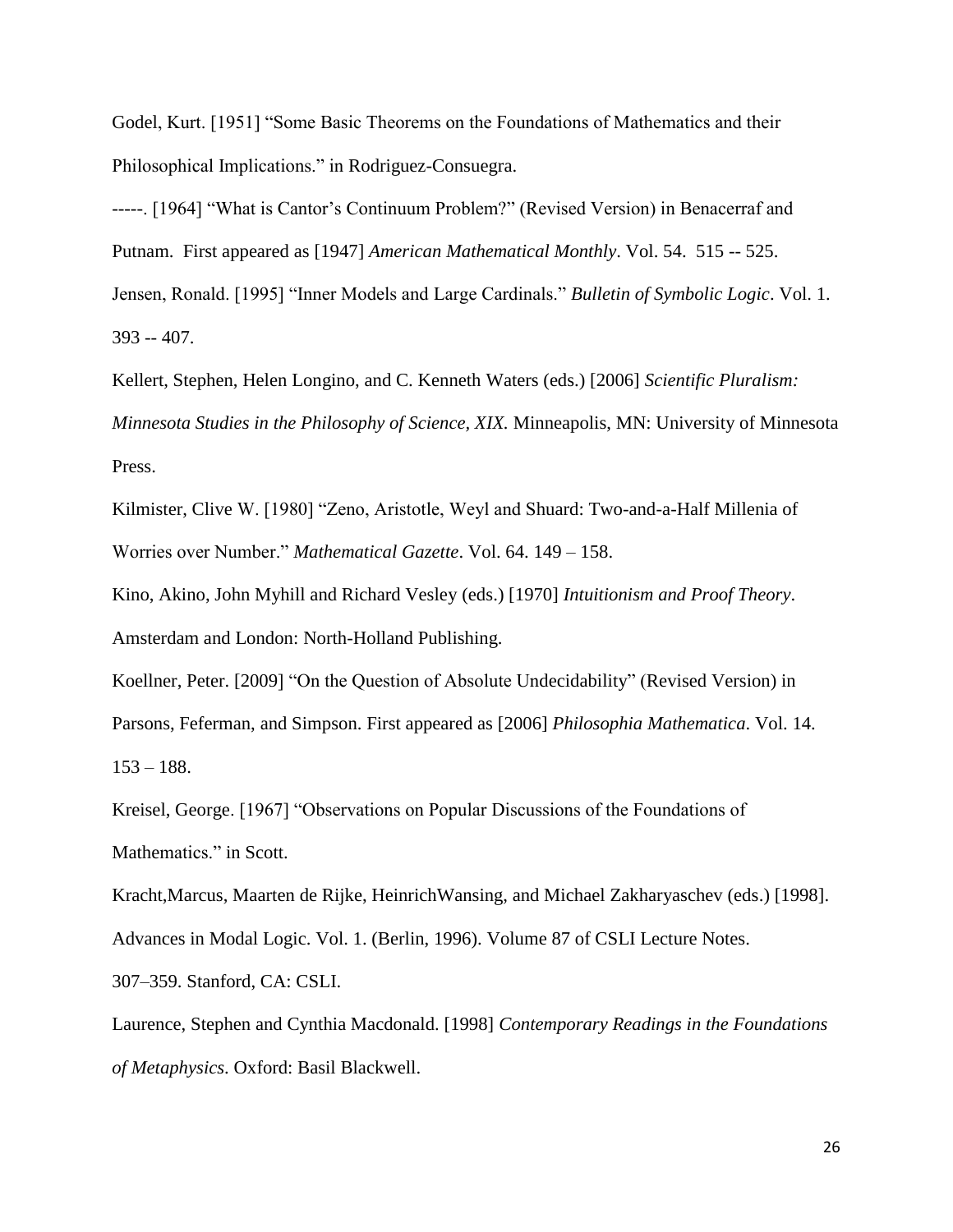Godel, Kurt. [1951] “Some Basic Theorems on the Foundations of Mathematics and their Philosophical Implications.” in Rodriguez-Consuegra.

-----. [1964] “What is Cantor’s Continuum Problem?” (Revised Version) in Benacerraf and Putnam. First appeared as [1947] *American Mathematical Monthly*. Vol. 54. 515 -- 525.

Jensen, Ronald. [1995] “Inner Models and Large Cardinals.” *Bulletin of Symbolic Logic*. Vol. 1. 393 -- 407.

Kellert, Stephen, Helen Longino, and C. Kenneth Waters (eds.) [2006] *Scientific Pluralism: Minnesota Studies in the Philosophy of Science, XIX.* Minneapolis, MN: University of Minnesota Press.

Kilmister, Clive W. [1980] “Zeno, Aristotle, Weyl and Shuard: Two-and-a-Half Millenia of Worries over Number.” *Mathematical Gazette*. Vol. 64. 149 – 158.

Kino, Akino, John Myhill and Richard Vesley (eds.) [1970] *Intuitionism and Proof Theory*. Amsterdam and London: North-Holland Publishing.

Koellner, Peter. [2009] “On the Question of Absolute Undecidability” (Revised Version) in Parsons, Feferman, and Simpson. First appeared as [2006] *Philosophia Mathematica*. Vol. 14. 153 – 188.

Kreisel, George. [1967] “Observations on Popular Discussions of the Foundations of Mathematics.” in Scott.

Kracht,Marcus, Maarten de Rijke, HeinrichWansing, and Michael Zakharyaschev (eds.) [1998]. Advances in Modal Logic. Vol. 1. (Berlin, 1996). Volume 87 of CSLI Lecture Notes. 307–359. Stanford, CA: CSLI.

Laurence, Stephen and Cynthia Macdonald. [1998] *Contemporary Readings in the Foundations of Metaphysics*. Oxford: Basil Blackwell.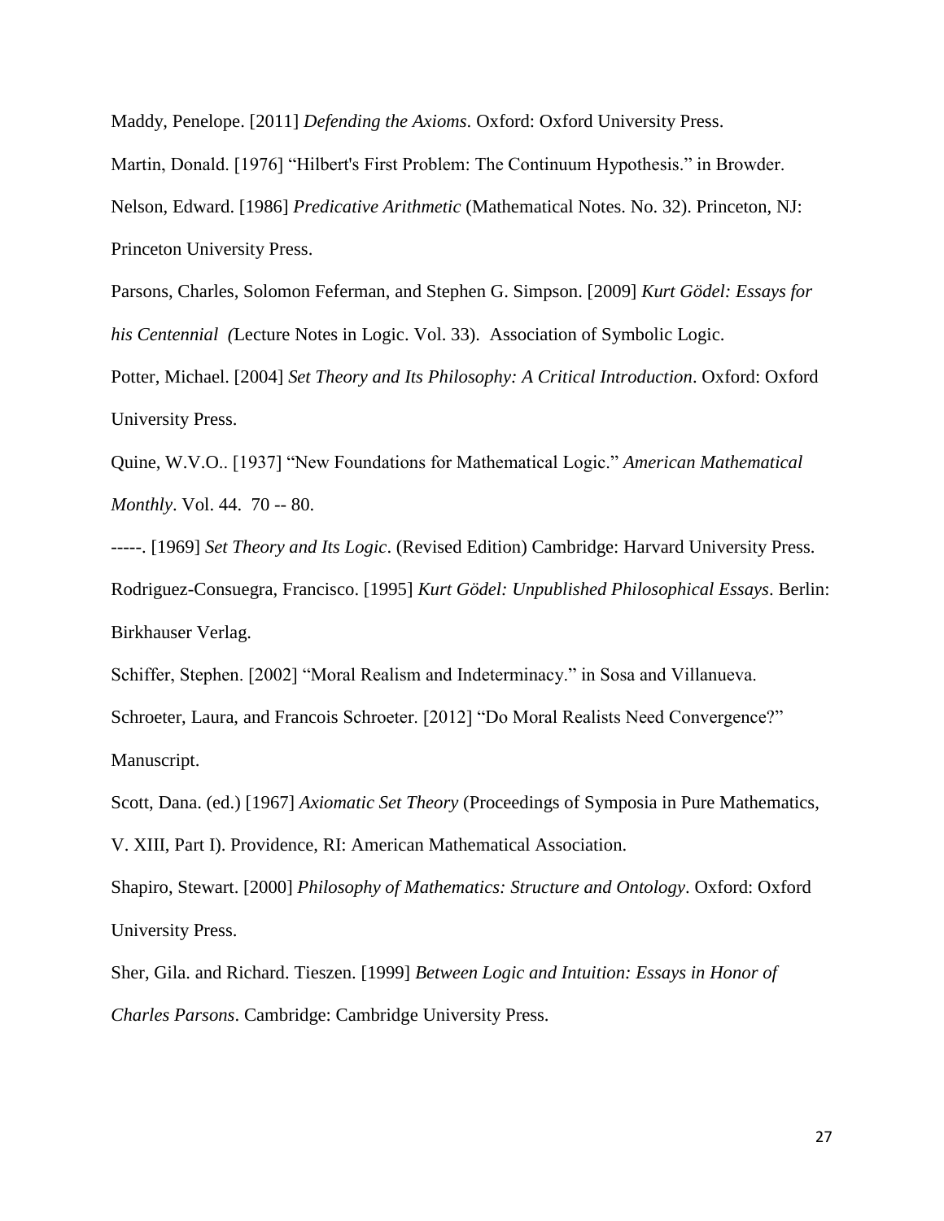Maddy, Penelope. [2011] *Defending the Axioms*. Oxford: Oxford University Press.

Martin, Donald. [1976] "Hilbert's First Problem: The Continuum Hypothesis." in Browder.

Nelson, Edward. [1986] *Predicative Arithmetic* (Mathematical Notes. No. 32). Princeton, NJ: Princeton University Press.

Parsons, Charles, Solomon Feferman, and Stephen G. Simpson. [2009] *Kurt Gödel: Essays for his Centennial (*Lecture Notes in Logic. Vol. 33). Association of Symbolic Logic.

Potter, Michael. [2004] *Set Theory and Its Philosophy: A Critical Introduction*. Oxford: Oxford University Press.

Quine, W.V.O.. [1937] "New Foundations for Mathematical Logic." *American Mathematical Monthly*. Vol. 44. 70 -- 80.

-----. [1969] *Set Theory and Its Logic*. (Revised Edition) Cambridge: Harvard University Press.

Rodriguez-Consuegra, Francisco. [1995] *Kurt Gödel: Unpublished Philosophical Essays*. Berlin: Birkhauser Verlag.

Schiffer, Stephen. [2002] "Moral Realism and Indeterminacy." in Sosa and Villanueva.

Schroeter, Laura, and Francois Schroeter. [2012] "Do Moral Realists Need Convergence?" Manuscript.

Scott, Dana. (ed.) [1967] *Axiomatic Set Theory* (Proceedings of Symposia in Pure Mathematics, V. XIII, Part I). Providence, RI: American Mathematical Association.

Shapiro, Stewart. [2000] *Philosophy of Mathematics: Structure and Ontology*. Oxford: Oxford University Press.

Sher, Gila. and Richard. Tieszen. [1999] *Between Logic and Intuition: Essays in Honor of Charles Parsons*. Cambridge: Cambridge University Press.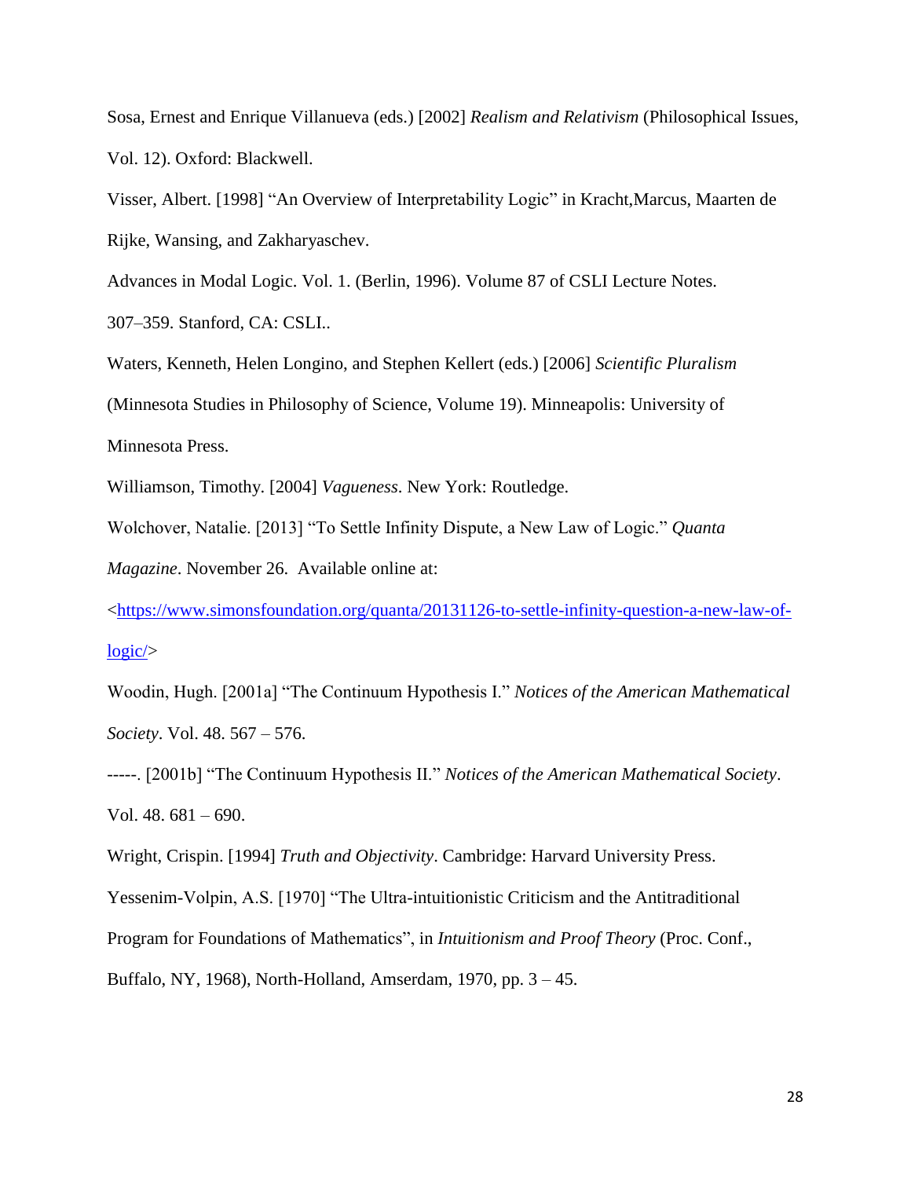Sosa, Ernest and Enrique Villanueva (eds.) [2002] *Realism and Relativism* (Philosophical Issues, Vol. 12). Oxford: Blackwell.

Visser, Albert. [1998] "An Overview of Interpretability Logic" in Kracht,Marcus, Maarten de Rijke, Wansing, and Zakharyaschev.

Advances in Modal Logic. Vol. 1. (Berlin, 1996). Volume 87 of CSLI Lecture Notes. 307–359. Stanford, CA: CSLI..

Waters, Kenneth, Helen Longino, and Stephen Kellert (eds.) [2006] *Scientific Pluralism* (Minnesota Studies in Philosophy of Science, Volume 19). Minneapolis: University of Minnesota Press.

Williamson, Timothy. [2004] *Vagueness*. New York: Routledge.

Wolchover, Natalie. [2013] "To Settle Infinity Dispute, a New Law of Logic." *Quanta Magazine*. November 26. Available online at: <https://www.simonsfoundation.org/quanta/20131126-to-settle-infinity-question-a-new-law-of-logic/>

Woodin, Hugh. [2001a] "The Continuum Hypothesis I." *Notices of the American Mathematical Society*. Vol. 48. 567 – 576.

-----. [2001b] "The Continuum Hypothesis II." *Notices of the American Mathematical Society*. Vol. 48. 681 – 690.

Wright, Crispin. [1994] *Truth and Objectivity*. Cambridge: Harvard University Press.

Yessenim-Volpin, A.S. [1970] "The Ultra-intuitionistic Criticism and the Antitraditional Program for Foundations of Mathematics", in *Intuitionism and Proof Theory* (Proc. Conf., Buffalo, NY, 1968), North-Holland, Amserdam, 1970, pp. 3 – 45.